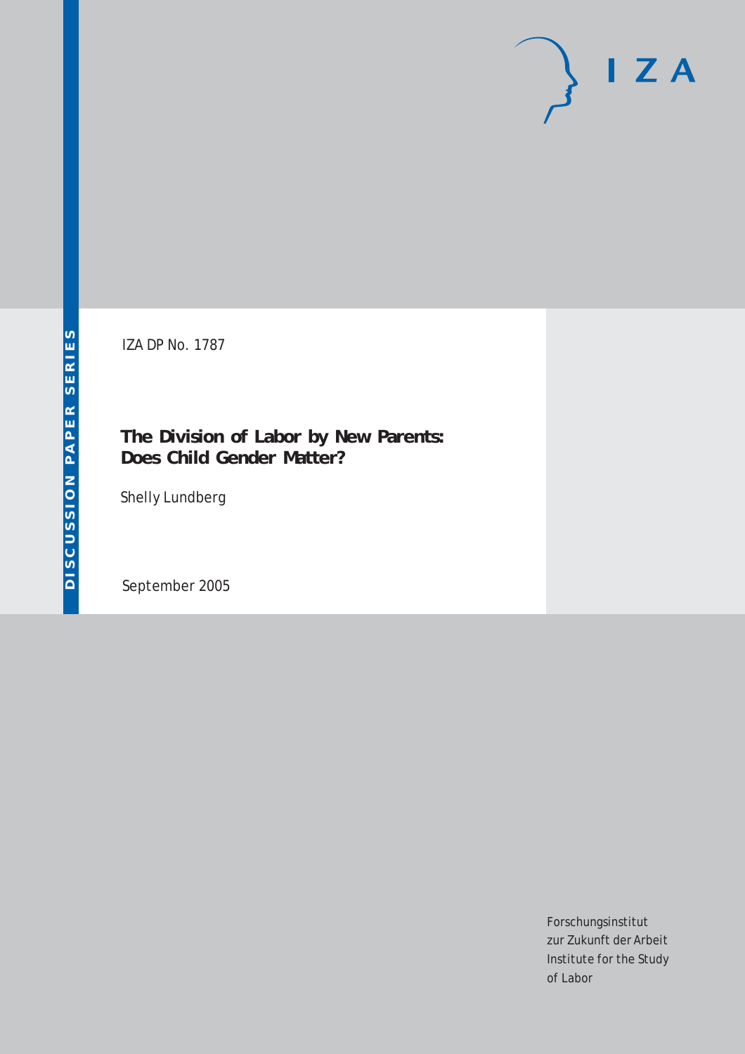IZA DP No. 1787

# The Division of Labor by New Parents: Does Child Gender Matter?

Shelly Lundberg

September 2005

Forschungsinstitut zur Zukunft der Arbeit
Institute for the Study of Labor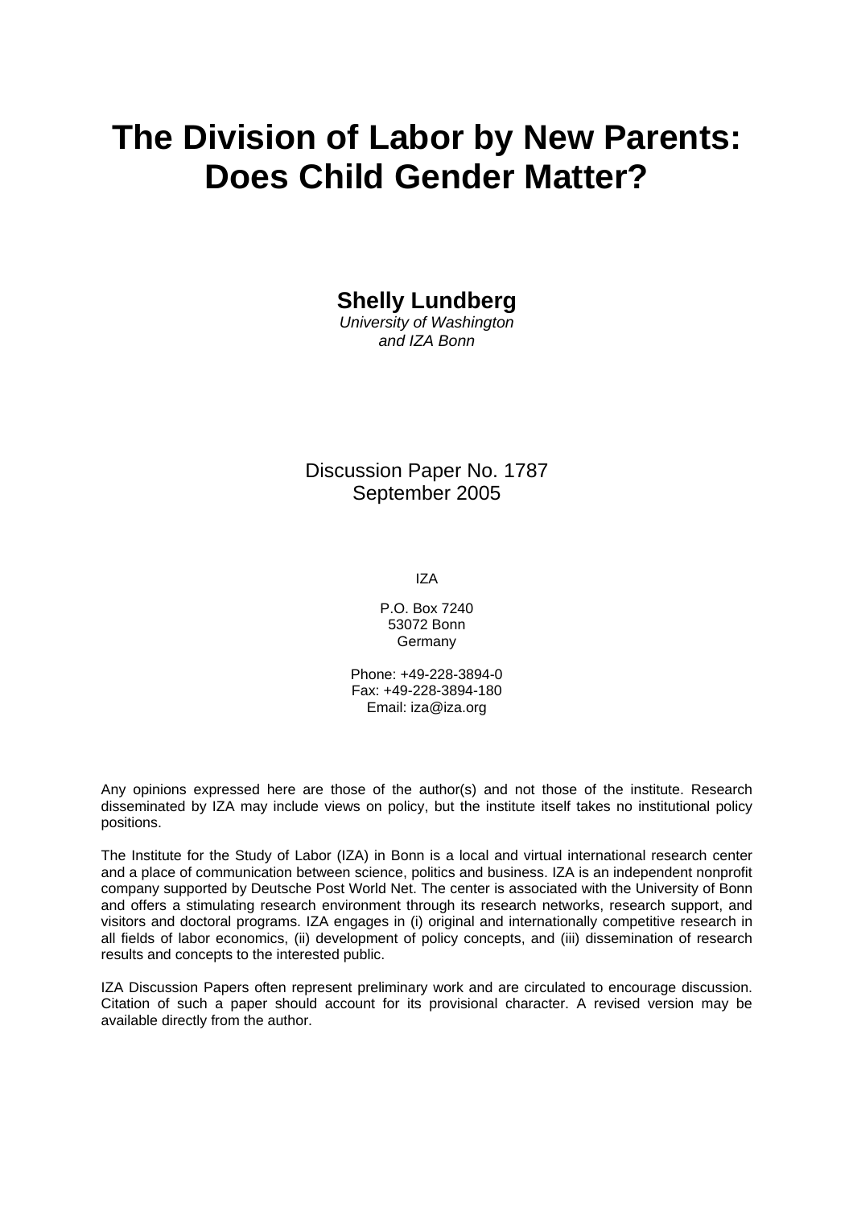# The Division of Labor by New Parents: Does Child Gender Matter?

**Shelly Lundberg**
*University of Washington*
*and IZA Bonn*

Discussion Paper No. 1787
September 2005

IZA

P.O. Box 7240
53072 Bonn
Germany

Phone: +49-228-3894-0
Fax: +49-228-3894-180
Email: iza@iza.org

Any opinions expressed here are those of the author(s) and not those of the institute. Research disseminated by IZA may include views on policy, but the institute itself takes no institutional policy positions.

The Institute for the Study of Labor (IZA) in Bonn is a local and virtual international research center and a place of communication between science, politics and business. IZA is an independent nonprofit company supported by Deutsche Post World Net. The center is associated with the University of Bonn and offers a stimulating research environment through its research networks, research support, and visitors and doctoral programs. IZA engages in (i) original and internationally competitive research in all fields of labor economics, (ii) development of policy concepts, and (iii) dissemination of research results and concepts to the interested public.

IZA Discussion Papers often represent preliminary work and are circulated to encourage discussion. Citation of such a paper should account for its provisional character. A revised version may be available directly from the author.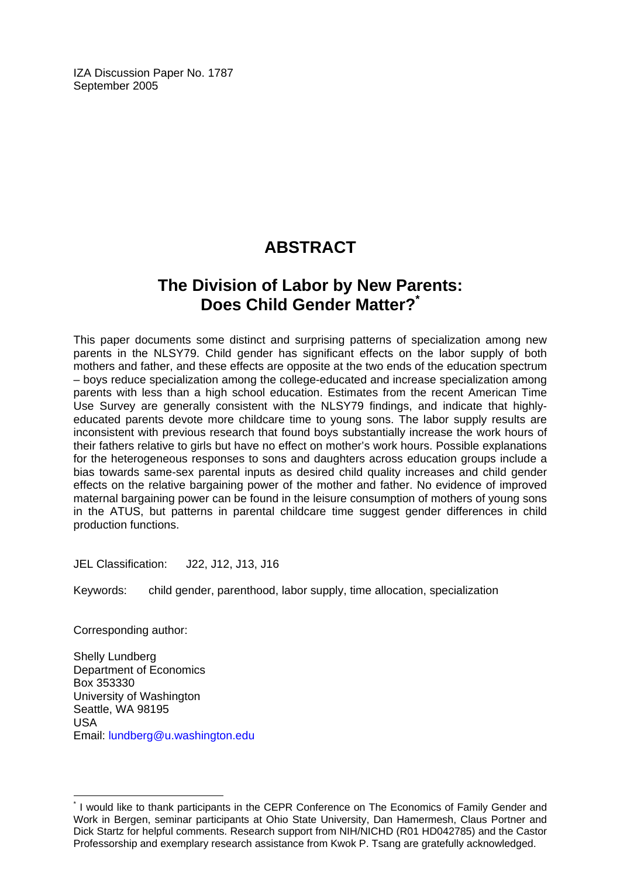IZA Discussion Paper No. 1787
September 2005

# ABSTRACT

## The Division of Labor by New Parents: Does Child Gender Matter?*

This paper documents some distinct and surprising patterns of specialization among new parents in the NLSY79. Child gender has significant effects on the labor supply of both mothers and father, and these effects are opposite at the two ends of the education spectrum – boys reduce specialization among the college-educated and increase specialization among parents with less than a high school education. Estimates from the recent American Time Use Survey are generally consistent with the NLSY79 findings, and indicate that highly-educated parents devote more childcare time to young sons. The labor supply results are inconsistent with previous research that found boys substantially increase the work hours of their fathers relative to girls but have no effect on mother's work hours. Possible explanations for the heterogeneous responses to sons and daughters across education groups include a bias towards same-sex parental inputs as desired child quality increases and child gender effects on the relative bargaining power of the mother and father. No evidence of improved maternal bargaining power can be found in the leisure consumption of mothers of young sons in the ATUS, but patterns in parental childcare time suggest gender differences in child production functions.

JEL Classification: J22, J12, J13, J16

Keywords: child gender, parenthood, labor supply, time allocation, specialization

Corresponding author:

Shelly Lundberg
Department of Economics
Box 353330
University of Washington
Seattle, WA 98195
USA
Email: lundberg@u.washington.edu

* I would like to thank participants in the CEPR Conference on The Economics of Family Gender and Work in Bergen, seminar participants at Ohio State University, Dan Hamermesh, Claus Portner and Dick Startz for helpful comments. Research support from NIH/NICHD (R01 HD042785) and the Castor Professorship and exemplary research assistance from Kwok P. Tsang are gratefully acknowledged.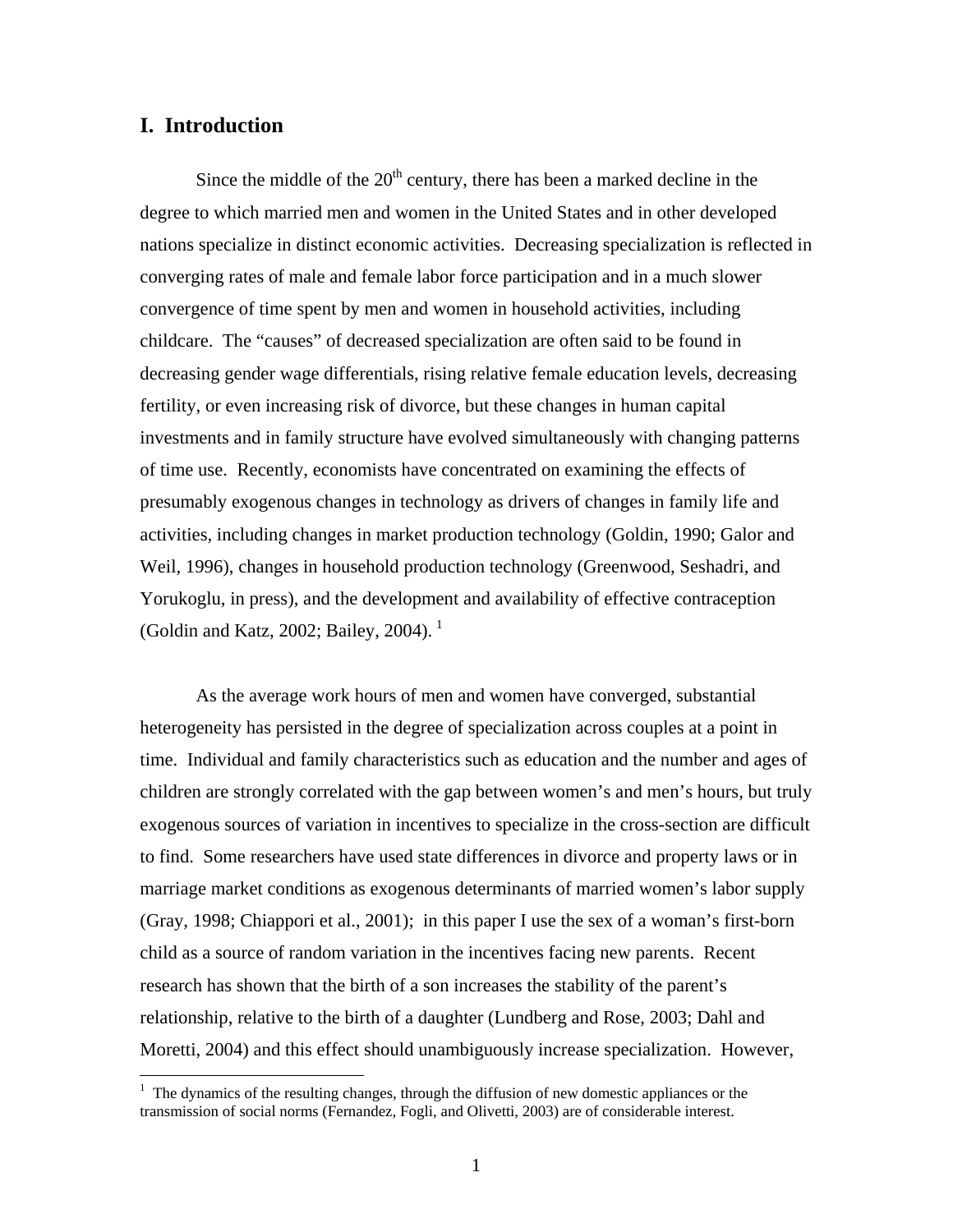# I. Introduction

Since the middle of the 20th century, there has been a marked decline in the degree to which married men and women in the United States and in other developed nations specialize in distinct economic activities. Decreasing specialization is reflected in converging rates of male and female labor force participation and in a much slower convergence of time spent by men and women in household activities, including childcare. The "causes" of decreased specialization are often said to be found in decreasing gender wage differentials, rising relative female education levels, decreasing fertility, or even increasing risk of divorce, but these changes in human capital investments and in family structure have evolved simultaneously with changing patterns of time use. Recently, economists have concentrated on examining the effects of presumably exogenous changes in technology as drivers of changes in family life and activities, including changes in market production technology (Goldin, 1990; Galor and Weil, 1996), changes in household production technology (Greenwood, Seshadri, and Yorukoglu, in press), and the development and availability of effective contraception (Goldin and Katz, 2002; Bailey, 2004). [1]

As the average work hours of men and women have converged, substantial heterogeneity has persisted in the degree of specialization across couples at a point in time. Individual and family characteristics such as education and the number and ages of children are strongly correlated with the gap between women's and men's hours, but truly exogenous sources of variation in incentives to specialize in the cross-section are difficult to find. Some researchers have used state differences in divorce and property laws or in marriage market conditions as exogenous determinants of married women's labor supply (Gray, 1998; Chiappori et al., 2001); in this paper I use the sex of a woman's first-born child as a source of random variation in the incentives facing new parents. Recent research has shown that the birth of a son increases the stability of the parent's relationship, relative to the birth of a daughter (Lundberg and Rose, 2003; Dahl and Moretti, 2004) and this effect should unambiguously increase specialization. However,

[1] The dynamics of the resulting changes, through the diffusion of new domestic appliances or the transmission of social norms (Fernandez, Fogli, and Olivetti, 2003) are of considerable interest.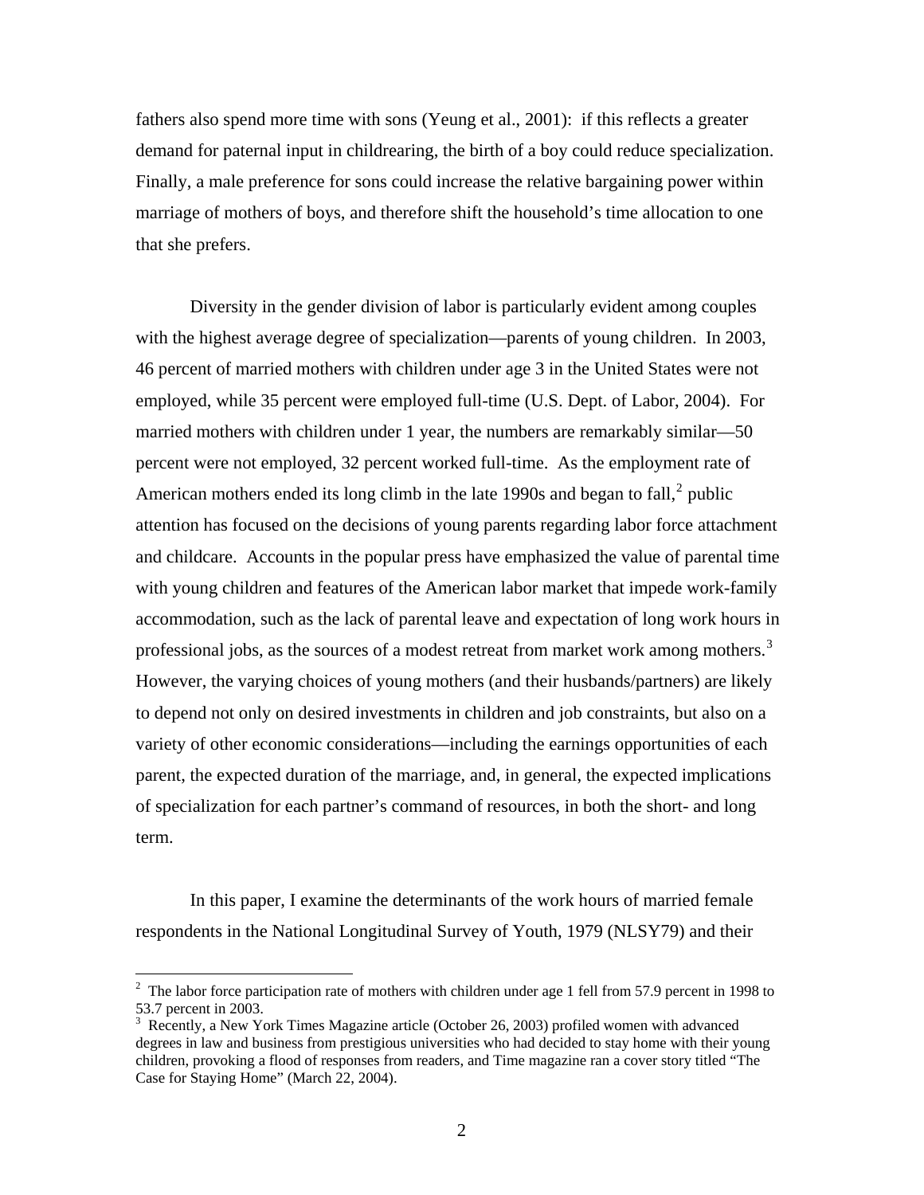fathers also spend more time with sons (Yeung et al., 2001): if this reflects a greater demand for paternal input in childrearing, the birth of a boy could reduce specialization. Finally, a male preference for sons could increase the relative bargaining power within marriage of mothers of boys, and therefore shift the household's time allocation to one that she prefers.

Diversity in the gender division of labor is particularly evident among couples with the highest average degree of specialization—parents of young children. In 2003, 46 percent of married mothers with children under age 3 in the United States were not employed, while 35 percent were employed full-time (U.S. Dept. of Labor, 2004). For married mothers with children under 1 year, the numbers are remarkably similar—50 percent were not employed, 32 percent worked full-time. As the employment rate of American mothers ended its long climb in the late 1990s and began to fall,[2] public attention has focused on the decisions of young parents regarding labor force attachment and childcare. Accounts in the popular press have emphasized the value of parental time with young children and features of the American labor market that impede work-family accommodation, such as the lack of parental leave and expectation of long work hours in professional jobs, as the sources of a modest retreat from market work among mothers.[3] However, the varying choices of young mothers (and their husbands/partners) are likely to depend not only on desired investments in children and job constraints, but also on a variety of other economic considerations—including the earnings opportunities of each parent, the expected duration of the marriage, and, in general, the expected implications of specialization for each partner's command of resources, in both the short- and long term.

In this paper, I examine the determinants of the work hours of married female respondents in the National Longitudinal Survey of Youth, 1979 (NLSY79) and their

[2] The labor force participation rate of mothers with children under age 1 fell from 57.9 percent in 1998 to 53.7 percent in 2003.

[3] Recently, a New York Times Magazine article (October 26, 2003) profiled women with advanced degrees in law and business from prestigious universities who had decided to stay home with their young children, provoking a flood of responses from readers, and Time magazine ran a cover story titled "The Case for Staying Home" (March 22, 2004).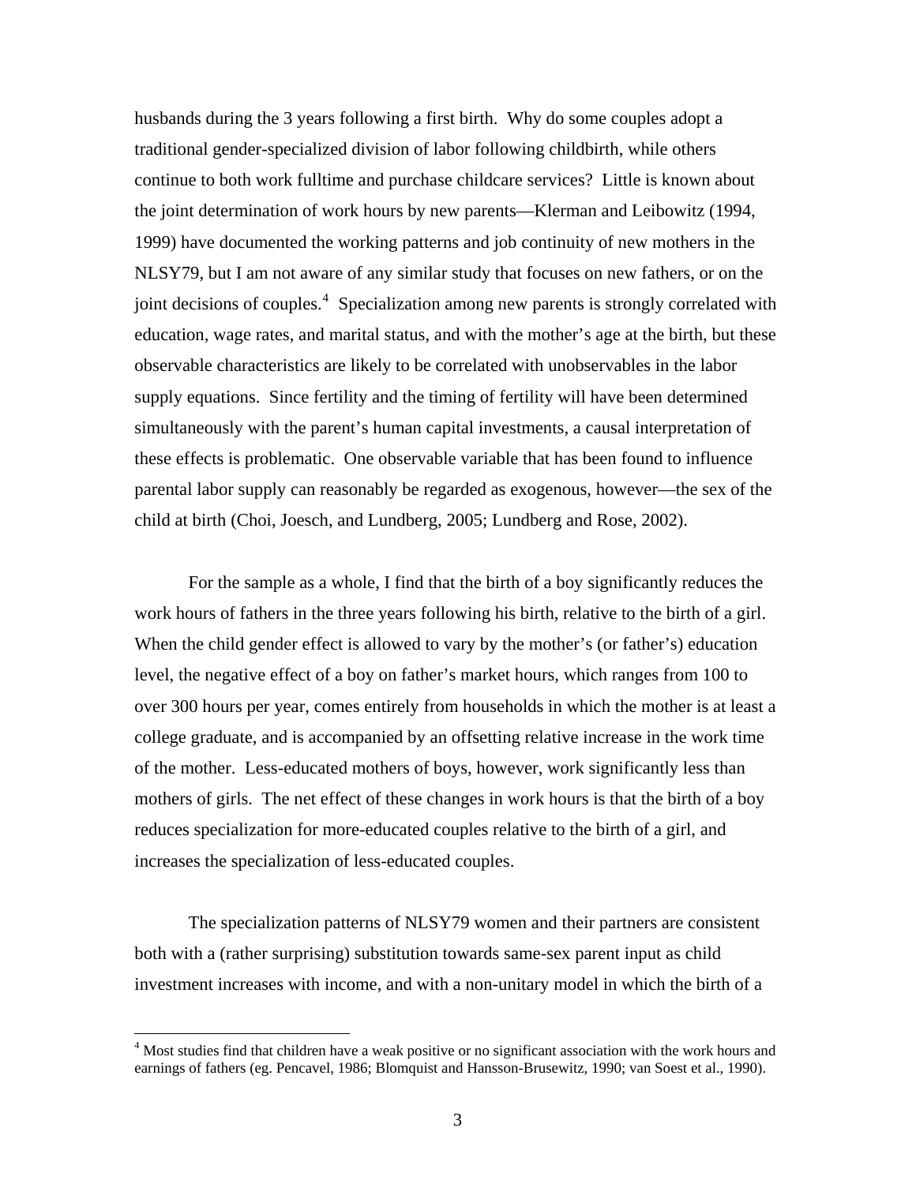husbands during the 3 years following a first birth. Why do some couples adopt a traditional gender-specialized division of labor following childbirth, while others continue to both work fulltime and purchase childcare services? Little is known about the joint determination of work hours by new parents—Klerman and Leibowitz (1994, 1999) have documented the working patterns and job continuity of new mothers in the NLSY79, but I am not aware of any similar study that focuses on new fathers, or on the joint decisions of couples.[4] Specialization among new parents is strongly correlated with education, wage rates, and marital status, and with the mother's age at the birth, but these observable characteristics are likely to be correlated with unobservables in the labor supply equations. Since fertility and the timing of fertility will have been determined simultaneously with the parent's human capital investments, a causal interpretation of these effects is problematic. One observable variable that has been found to influence parental labor supply can reasonably be regarded as exogenous, however—the sex of the child at birth (Choi, Joesch, and Lundberg, 2005; Lundberg and Rose, 2002).

For the sample as a whole, I find that the birth of a boy significantly reduces the work hours of fathers in the three years following his birth, relative to the birth of a girl. When the child gender effect is allowed to vary by the mother's (or father's) education level, the negative effect of a boy on father's market hours, which ranges from 100 to over 300 hours per year, comes entirely from households in which the mother is at least a college graduate, and is accompanied by an offsetting relative increase in the work time of the mother. Less-educated mothers of boys, however, work significantly less than mothers of girls. The net effect of these changes in work hours is that the birth of a boy reduces specialization for more-educated couples relative to the birth of a girl, and increases the specialization of less-educated couples.

The specialization patterns of NLSY79 women and their partners are consistent both with a (rather surprising) substitution towards same-sex parent input as child investment increases with income, and with a non-unitary model in which the birth of a

[4] Most studies find that children have a weak positive or no significant association with the work hours and earnings of fathers (eg. Pencavel, 1986; Blomquist and Hansson-Brusewitz, 1990; van Soest et al., 1990).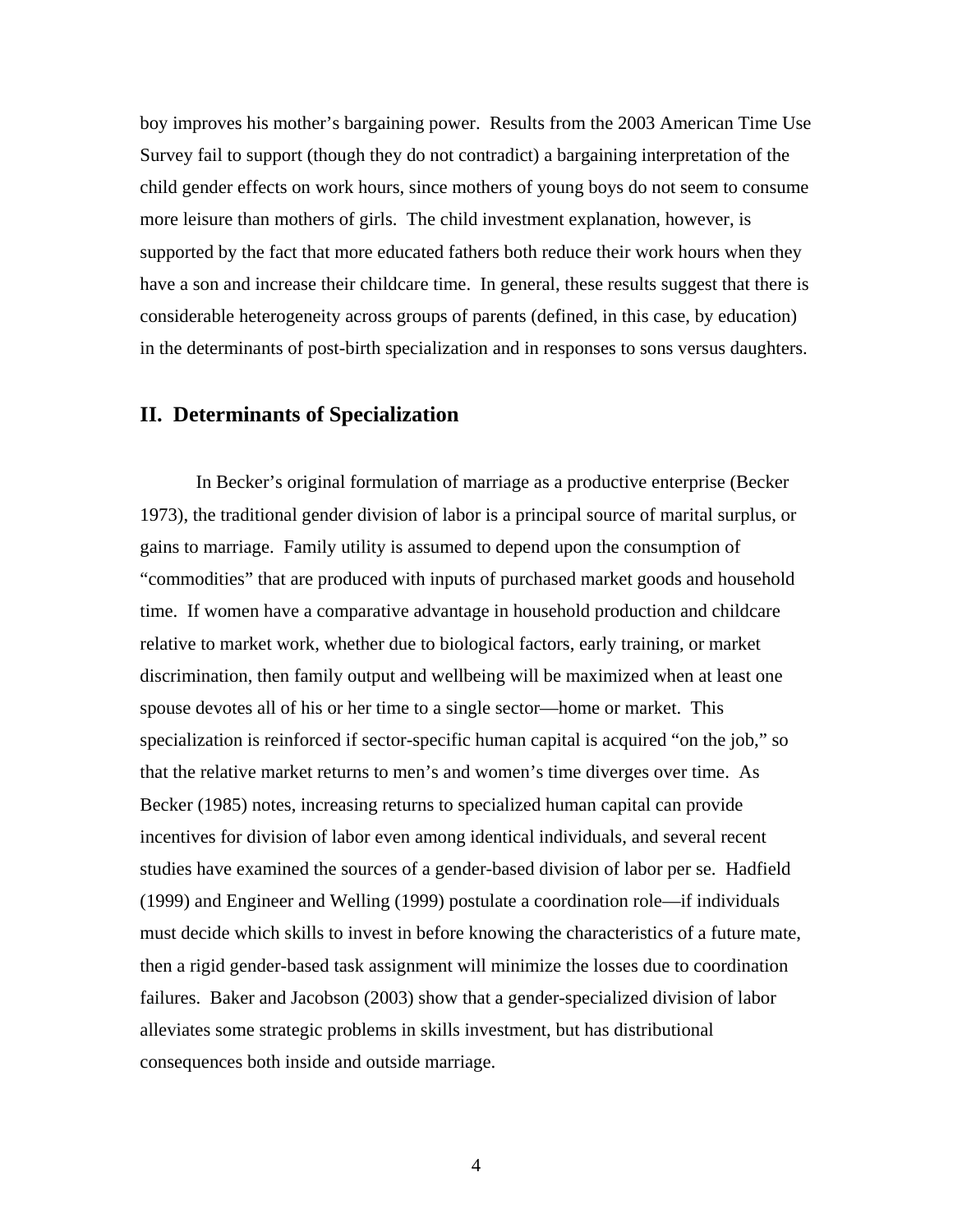boy improves his mother's bargaining power. Results from the 2003 American Time Use Survey fail to support (though they do not contradict) a bargaining interpretation of the child gender effects on work hours, since mothers of young boys do not seem to consume more leisure than mothers of girls. The child investment explanation, however, is supported by the fact that more educated fathers both reduce their work hours when they have a son and increase their childcare time. In general, these results suggest that there is considerable heterogeneity across groups of parents (defined, in this case, by education) in the determinants of post-birth specialization and in responses to sons versus daughters.

## II. Determinants of Specialization

In Becker's original formulation of marriage as a productive enterprise (Becker 1973), the traditional gender division of labor is a principal source of marital surplus, or gains to marriage. Family utility is assumed to depend upon the consumption of "commodities" that are produced with inputs of purchased market goods and household time. If women have a comparative advantage in household production and childcare relative to market work, whether due to biological factors, early training, or market discrimination, then family output and wellbeing will be maximized when at least one spouse devotes all of his or her time to a single sector—home or market. This specialization is reinforced if sector-specific human capital is acquired "on the job," so that the relative market returns to men's and women's time diverges over time. As Becker (1985) notes, increasing returns to specialized human capital can provide incentives for division of labor even among identical individuals, and several recent studies have examined the sources of a gender-based division of labor per se. Hadfield (1999) and Engineer and Welling (1999) postulate a coordination role—if individuals must decide which skills to invest in before knowing the characteristics of a future mate, then a rigid gender-based task assignment will minimize the losses due to coordination failures. Baker and Jacobson (2003) show that a gender-specialized division of labor alleviates some strategic problems in skills investment, but has distributional consequences both inside and outside marriage.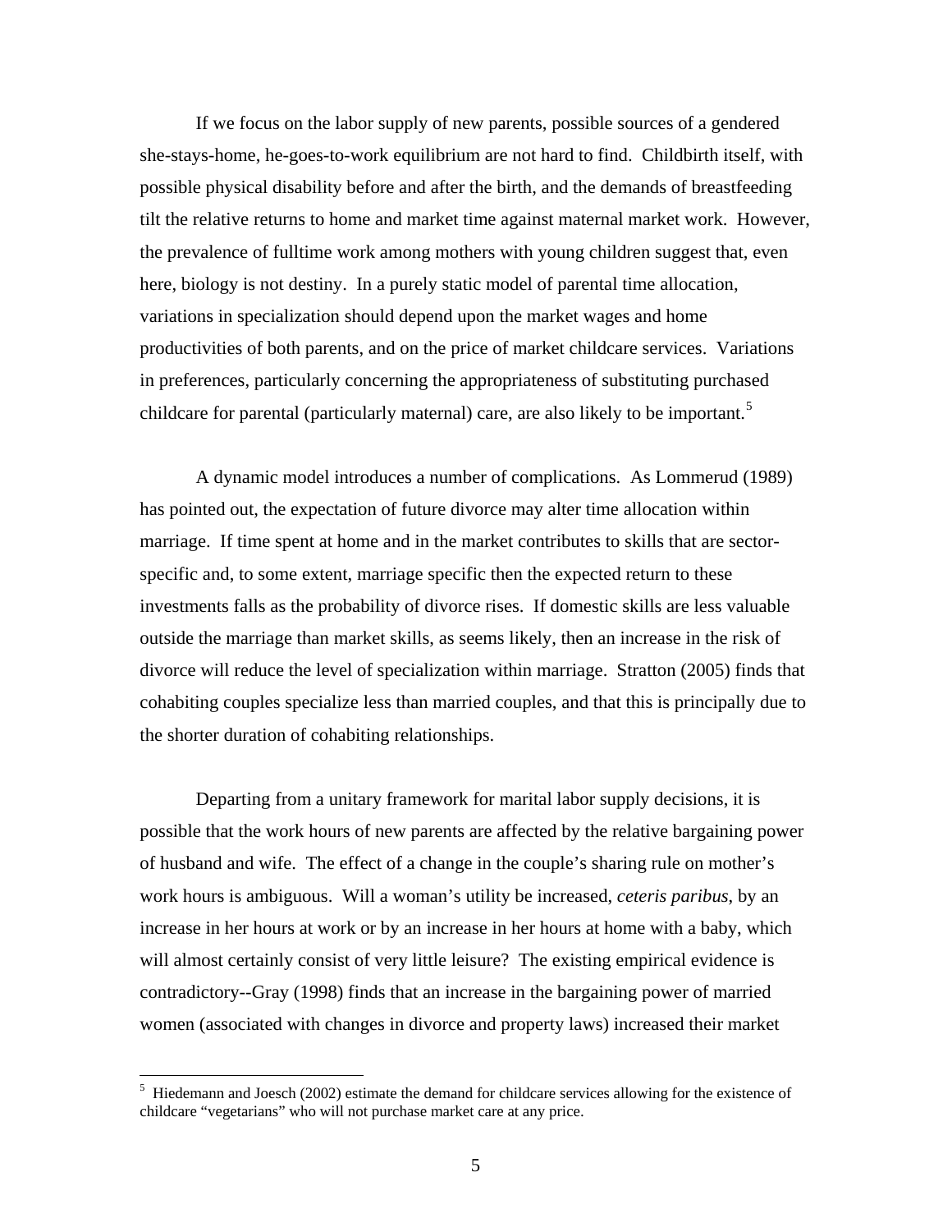If we focus on the labor supply of new parents, possible sources of a gendered she-stays-home, he-goes-to-work equilibrium are not hard to find. Childbirth itself, with possible physical disability before and after the birth, and the demands of breastfeeding tilt the relative returns to home and market time against maternal market work. However, the prevalence of fulltime work among mothers with young children suggest that, even here, biology is not destiny. In a purely static model of parental time allocation, variations in specialization should depend upon the market wages and home productivities of both parents, and on the price of market childcare services. Variations in preferences, particularly concerning the appropriateness of substituting purchased childcare for parental (particularly maternal) care, are also likely to be important.[5]

A dynamic model introduces a number of complications. As Lommerud (1989) has pointed out, the expectation of future divorce may alter time allocation within marriage. If time spent at home and in the market contributes to skills that are sector-specific and, to some extent, marriage specific then the expected return to these investments falls as the probability of divorce rises. If domestic skills are less valuable outside the marriage than market skills, as seems likely, then an increase in the risk of divorce will reduce the level of specialization within marriage. Stratton (2005) finds that cohabiting couples specialize less than married couples, and that this is principally due to the shorter duration of cohabiting relationships.

Departing from a unitary framework for marital labor supply decisions, it is possible that the work hours of new parents are affected by the relative bargaining power of husband and wife. The effect of a change in the couple's sharing rule on mother's work hours is ambiguous. Will a woman's utility be increased, *ceteris paribus*, by an increase in her hours at work or by an increase in her hours at home with a baby, which will almost certainly consist of very little leisure? The existing empirical evidence is contradictory--Gray (1998) finds that an increase in the bargaining power of married women (associated with changes in divorce and property laws) increased their market

[5] Hiedemann and Joesch (2002) estimate the demand for childcare services allowing for the existence of childcare "vegetarians" who will not purchase market care at any price.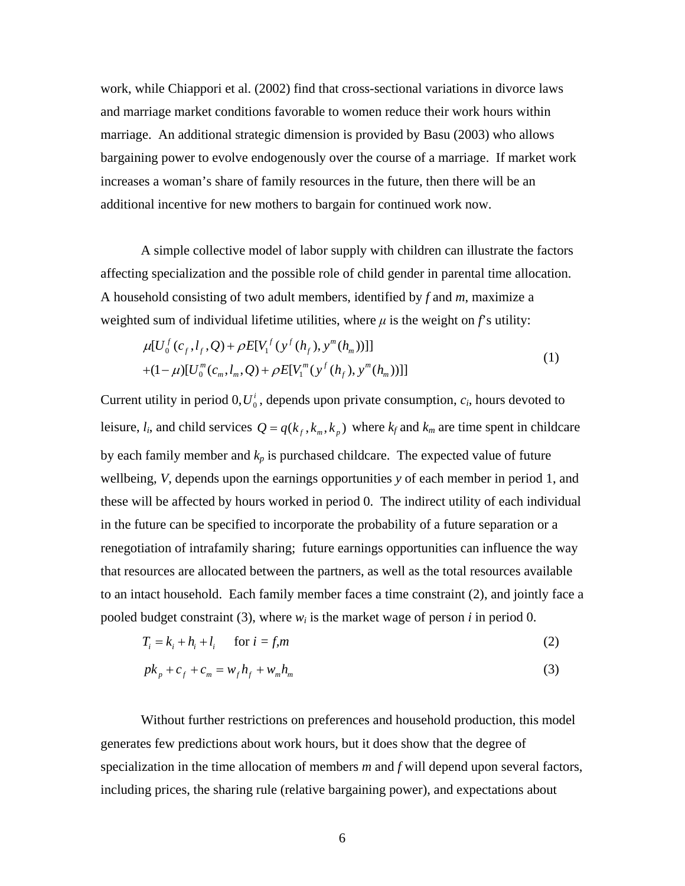work, while Chiappori et al. (2002) find that cross-sectional variations in divorce laws and marriage market conditions favorable to women reduce their work hours within marriage. An additional strategic dimension is provided by Basu (2003) who allows bargaining power to evolve endogenously over the course of a marriage. If market work increases a woman's share of family resources in the future, then there will be an additional incentive for new mothers to bargain for continued work now.

A simple collective model of labor supply with children can illustrate the factors affecting specialization and the possible role of child gender in parental time allocation. A household consisting of two adult members, identified by *f* and *m*, maximize a weighted sum of individual lifetime utilities, where $\mu$ is the weight on *f*'s utility:

$$
\begin{aligned}
&\mu[U_0^f(c_f, l_f, Q) + \rho E[V_1^f(y^f(h_f), y^m(h_m))]] \\
&+(1-\mu)[U_0^m(c_m, l_m, Q) + \rho E[V_1^m(y^f(h_f), y^m(h_m))]]
\end{aligned}
\tag{1}
$$

Current utility in period 0, $U_0^i$, depends upon private consumption, $c_i$, hours devoted to leisure, $l_i$, and child services $Q = q(k_f, k_m, k_p)$ where $k_f$ and $k_m$ are time spent in childcare by each family member and $k_p$ is purchased childcare. The expected value of future wellbeing, *V*, depends upon the earnings opportunities *y* of each member in period 1, and these will be affected by hours worked in period 0. The indirect utility of each individual in the future can be specified to incorporate the probability of a future separation or a renegotiation of intrafamily sharing; future earnings opportunities can influence the way that resources are allocated between the partners, as well as the total resources available to an intact household. Each family member faces a time constraint (2), and jointly face a pooled budget constraint (3), where $w_i$ is the market wage of person *i* in period 0.

$$
T_i = k_i + h_i + l_i \quad \text{for } i = f,m \tag{2}
$$

$$
pk_p + c_f + c_m = w_f h_f + w_m h_m \tag{3}
$$

Without further restrictions on preferences and household production, this model generates few predictions about work hours, but it does show that the degree of specialization in the time allocation of members *m* and *f* will depend upon several factors, including prices, the sharing rule (relative bargaining power), and expectations about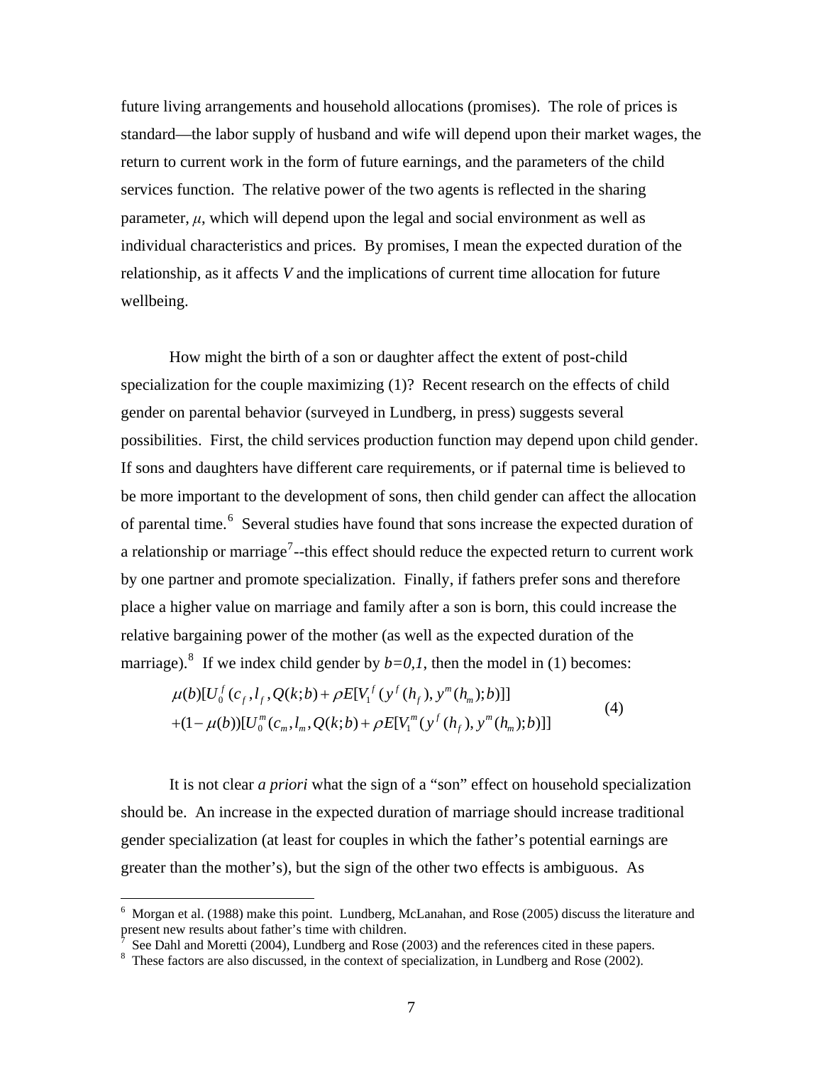future living arrangements and household allocations (promises). The role of prices is standard—the labor supply of husband and wife will depend upon their market wages, the return to current work in the form of future earnings, and the parameters of the child services function. The relative power of the two agents is reflected in the sharing parameter, $\mu$, which will depend upon the legal and social environment as well as individual characteristics and prices. By promises, I mean the expected duration of the relationship, as it affects $V$ and the implications of current time allocation for future wellbeing.

How might the birth of a son or daughter affect the extent of post-child specialization for the couple maximizing (1)? Recent research on the effects of child gender on parental behavior (surveyed in Lundberg, in press) suggests several possibilities. First, the child services production function may depend upon child gender. If sons and daughters have different care requirements, or if paternal time is believed to be more important to the development of sons, then child gender can affect the allocation of parental time.[6] Several studies have found that sons increase the expected duration of a relationship or marriage[7]--this effect should reduce the expected return to current work by one partner and promote specialization. Finally, if fathers prefer sons and therefore place a higher value on marriage and family after a son is born, this could increase the relative bargaining power of the mother (as well as the expected duration of the marriage).[8] If we index child gender by $b=0,1$, then the model in (1) becomes:

$$
\begin{aligned}
&\mu(b)[U_0^f(c_f, l_f, Q(k;b) + \rho E[V_1^f(y^f(h_f), y^m(h_m);b)]] \\
&+(1-\mu(b))[U_0^m(c_m, l_m, Q(k;b) + \rho E[V_1^m(y^f(h_f), y^m(h_m);b)]]
\end{aligned}
\tag{4}
$$

It is not clear *a priori* what the sign of a "son" effect on household specialization should be. An increase in the expected duration of marriage should increase traditional gender specialization (at least for couples in which the father's potential earnings are greater than the mother's), but the sign of the other two effects is ambiguous. As

[6] Morgan et al. (1988) make this point. Lundberg, McLanahan, and Rose (2005) discuss the literature and present new results about father's time with children.

[7] See Dahl and Moretti (2004), Lundberg and Rose (2003) and the references cited in these papers.

[8] These factors are also discussed, in the context of specialization, in Lundberg and Rose (2002).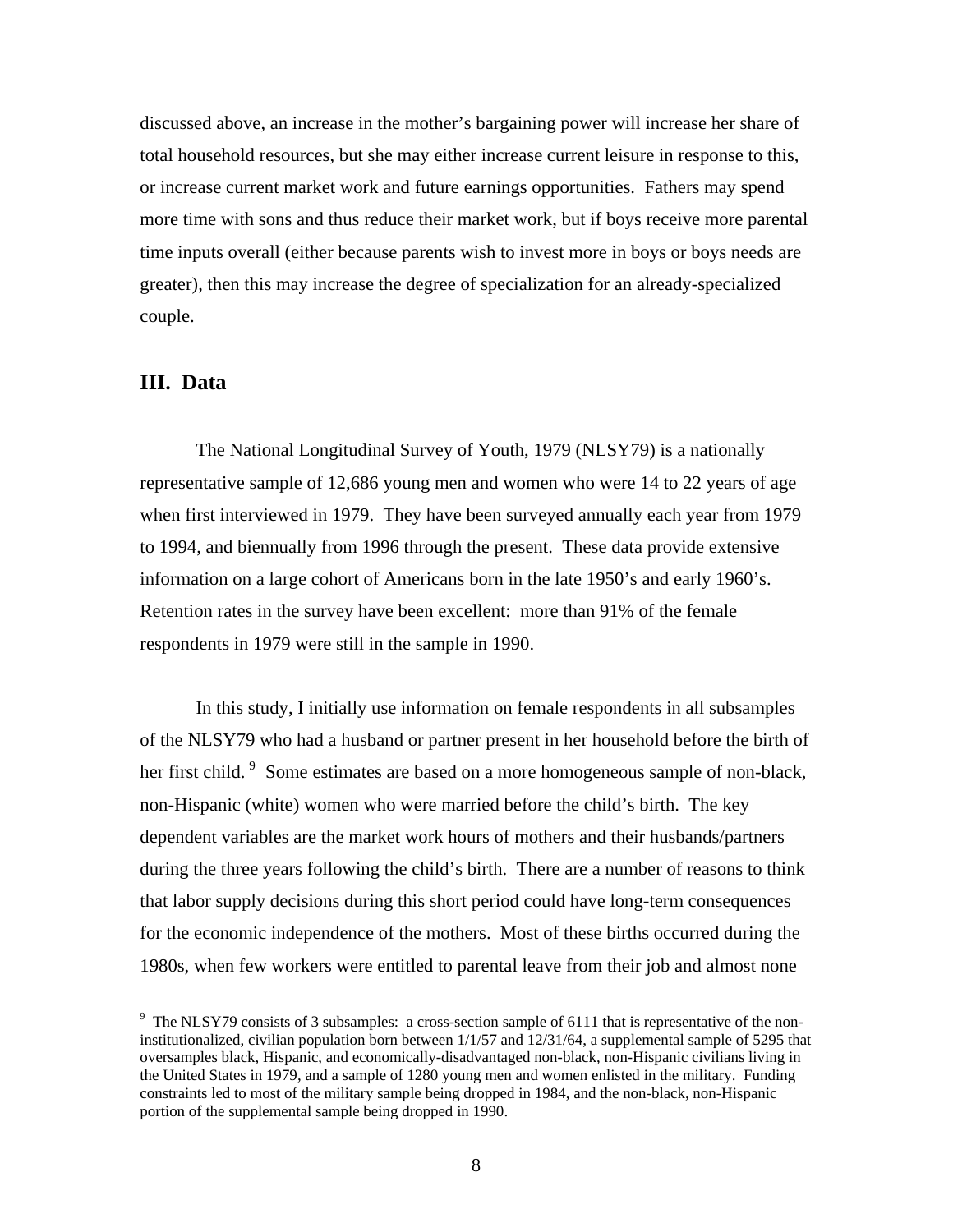discussed above, an increase in the mother's bargaining power will increase her share of total household resources, but she may either increase current leisure in response to this, or increase current market work and future earnings opportunities. Fathers may spend more time with sons and thus reduce their market work, but if boys receive more parental time inputs overall (either because parents wish to invest more in boys or boys needs are greater), then this may increase the degree of specialization for an already-specialized couple.

## III. Data

The National Longitudinal Survey of Youth, 1979 (NLSY79) is a nationally representative sample of 12,686 young men and women who were 14 to 22 years of age when first interviewed in 1979. They have been surveyed annually each year from 1979 to 1994, and biennually from 1996 through the present. These data provide extensive information on a large cohort of Americans born in the late 1950's and early 1960's. Retention rates in the survey have been excellent: more than 91% of the female respondents in 1979 were still in the sample in 1990.

In this study, I initially use information on female respondents in all subsamples of the NLSY79 who had a husband or partner present in her household before the birth of her first child.[9] Some estimates are based on a more homogeneous sample of non-black, non-Hispanic (white) women who were married before the child's birth. The key dependent variables are the market work hours of mothers and their husbands/partners during the three years following the child's birth. There are a number of reasons to think that labor supply decisions during this short period could have long-term consequences for the economic independence of the mothers. Most of these births occurred during the 1980s, when few workers were entitled to parental leave from their job and almost none

[9] The NLSY79 consists of 3 subsamples: a cross-section sample of 6111 that is representative of the non-institutionalized, civilian population born between 1/1/57 and 12/31/64, a supplemental sample of 5295 that oversamples black, Hispanic, and economically-disadvantaged non-black, non-Hispanic civilians living in the United States in 1979, and a sample of 1280 young men and women enlisted in the military. Funding constraints led to most of the military sample being dropped in 1984, and the non-black, non-Hispanic portion of the supplemental sample being dropped in 1990.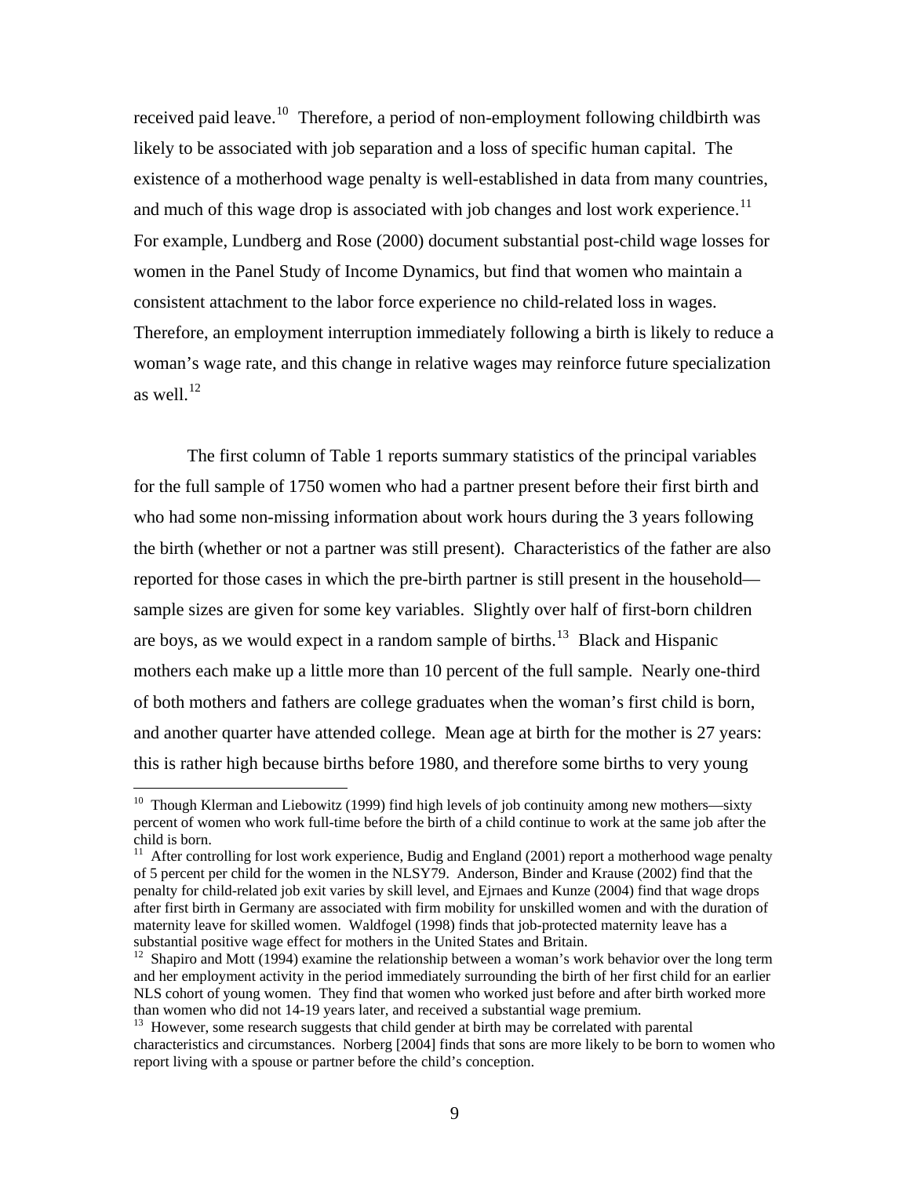received paid leave.[10] Therefore, a period of non-employment following childbirth was likely to be associated with job separation and a loss of specific human capital. The existence of a motherhood wage penalty is well-established in data from many countries, and much of this wage drop is associated with job changes and lost work experience.[11] For example, Lundberg and Rose (2000) document substantial post-child wage losses for women in the Panel Study of Income Dynamics, but find that women who maintain a consistent attachment to the labor force experience no child-related loss in wages. Therefore, an employment interruption immediately following a birth is likely to reduce a woman's wage rate, and this change in relative wages may reinforce future specialization as well.[12]

The first column of Table 1 reports summary statistics of the principal variables for the full sample of 1750 women who had a partner present before their first birth and who had some non-missing information about work hours during the 3 years following the birth (whether or not a partner was still present). Characteristics of the father are also reported for those cases in which the pre-birth partner is still present in the household—sample sizes are given for some key variables. Slightly over half of first-born children are boys, as we would expect in a random sample of births.[13] Black and Hispanic mothers each make up a little more than 10 percent of the full sample. Nearly one-third of both mothers and fathers are college graduates when the woman's first child is born, and another quarter have attended college. Mean age at birth for the mother is 27 years: this is rather high because births before 1980, and therefore some births to very young

---

[10] Though Klerman and Liebowitz (1999) find high levels of job continuity among new mothers—sixty percent of women who work full-time before the birth of a child continue to work at the same job after the child is born.

[11] After controlling for lost work experience, Budig and England (2001) report a motherhood wage penalty of 5 percent per child for the women in the NLSY79. Anderson, Binder and Krause (2002) find that the penalty for child-related job exit varies by skill level, and Ejrnaes and Kunze (2004) find that wage drops after first birth in Germany are associated with firm mobility for unskilled women and with the duration of maternity leave for skilled women. Waldfogel (1998) finds that job-protected maternity leave has a substantial positive wage effect for mothers in the United States and Britain.

[12] Shapiro and Mott (1994) examine the relationship between a woman's work behavior over the long term and her employment activity in the period immediately surrounding the birth of her first child for an earlier NLS cohort of young women. They find that women who worked just before and after birth worked more than women who did not 14-19 years later, and received a substantial wage premium.

[13] However, some research suggests that child gender at birth may be correlated with parental characteristics and circumstances. Norberg [2004] finds that sons are more likely to be born to women who report living with a spouse or partner before the child's conception.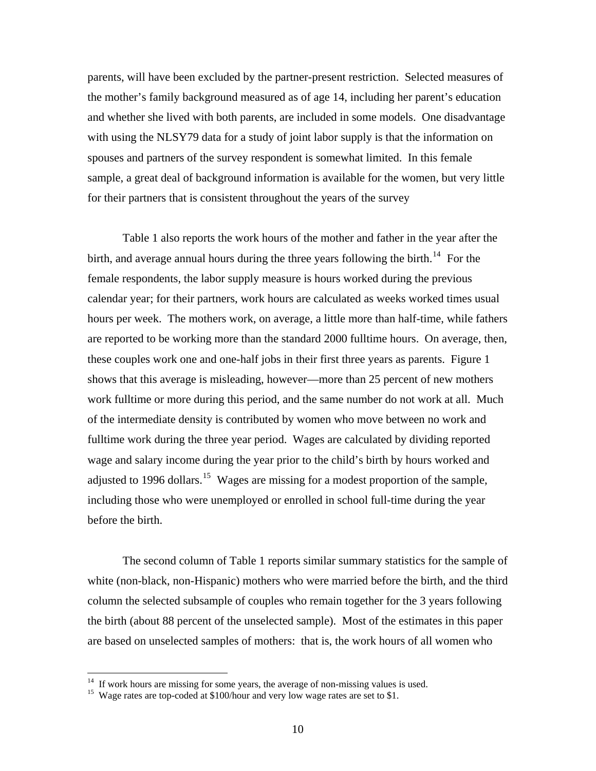parents, will have been excluded by the partner-present restriction. Selected measures of the mother's family background measured as of age 14, including her parent's education and whether she lived with both parents, are included in some models. One disadvantage with using the NLSY79 data for a study of joint labor supply is that the information on spouses and partners of the survey respondent is somewhat limited. In this female sample, a great deal of background information is available for the women, but very little for their partners that is consistent throughout the years of the survey

Table 1 also reports the work hours of the mother and father in the year after the birth, and average annual hours during the three years following the birth.[14] For the female respondents, the labor supply measure is hours worked during the previous calendar year; for their partners, work hours are calculated as weeks worked times usual hours per week. The mothers work, on average, a little more than half-time, while fathers are reported to be working more than the standard 2000 fulltime hours. On average, then, these couples work one and one-half jobs in their first three years as parents. Figure 1 shows that this average is misleading, however—more than 25 percent of new mothers work fulltime or more during this period, and the same number do not work at all. Much of the intermediate density is contributed by women who move between no work and fulltime work during the three year period. Wages are calculated by dividing reported wage and salary income during the year prior to the child's birth by hours worked and adjusted to 1996 dollars.[15] Wages are missing for a modest proportion of the sample, including those who were unemployed or enrolled in school full-time during the year before the birth.

The second column of Table 1 reports similar summary statistics for the sample of white (non-black, non-Hispanic) mothers who were married before the birth, and the third column the selected subsample of couples who remain together for the 3 years following the birth (about 88 percent of the unselected sample). Most of the estimates in this paper are based on unselected samples of mothers: that is, the work hours of all women who

---

[14] If work hours are missing for some years, the average of non-missing values is used.

[15] Wage rates are top-coded at $100/hour and very low wage rates are set to $1.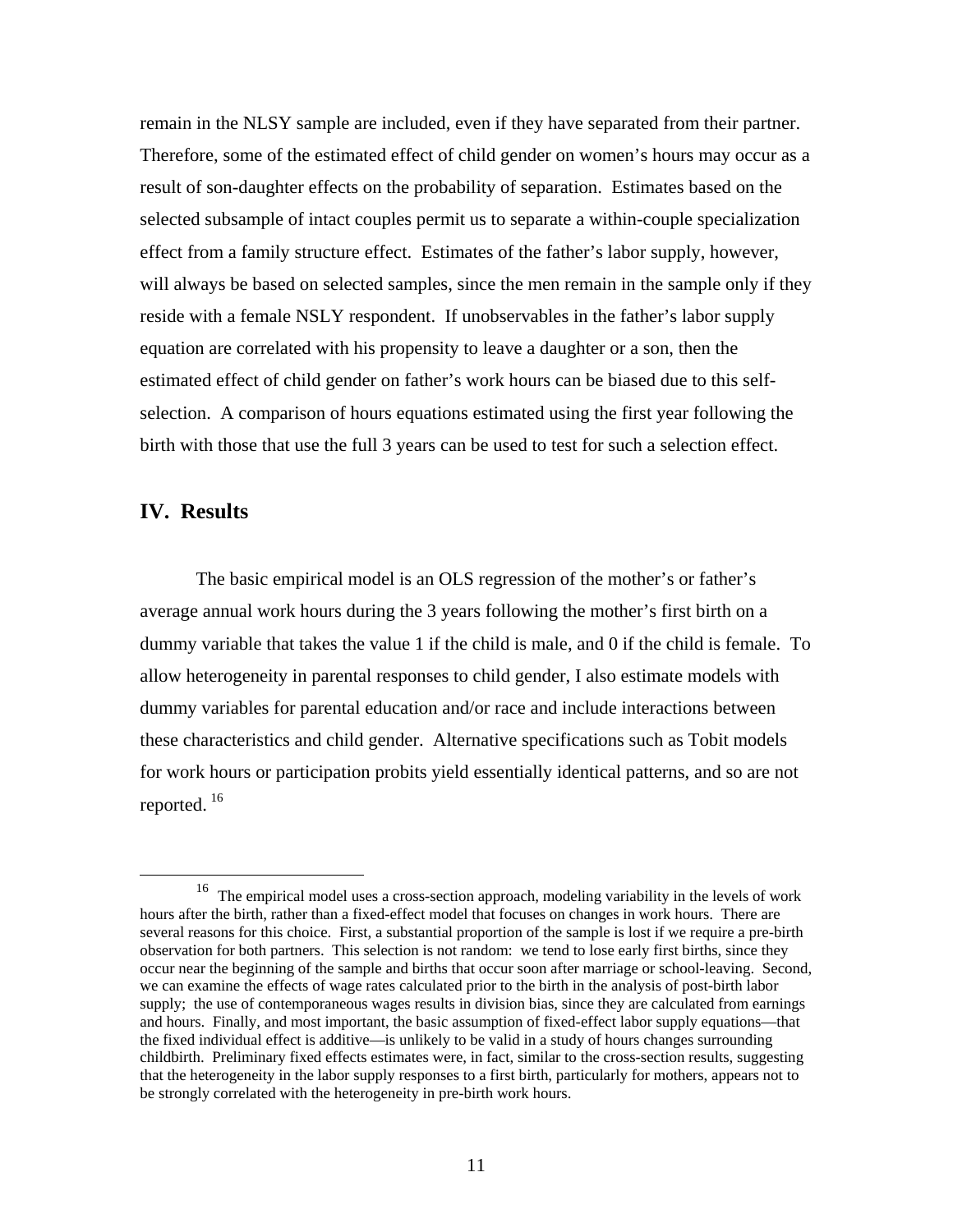remain in the NLSY sample are included, even if they have separated from their partner. Therefore, some of the estimated effect of child gender on women's hours may occur as a result of son-daughter effects on the probability of separation. Estimates based on the selected subsample of intact couples permit us to separate a within-couple specialization effect from a family structure effect. Estimates of the father's labor supply, however, will always be based on selected samples, since the men remain in the sample only if they reside with a female NSLY respondent. If unobservables in the father's labor supply equation are correlated with his propensity to leave a daughter or a son, then the estimated effect of child gender on father's work hours can be biased due to this self-selection. A comparison of hours equations estimated using the first year following the birth with those that use the full 3 years can be used to test for such a selection effect.

## IV. Results

The basic empirical model is an OLS regression of the mother's or father's average annual work hours during the 3 years following the mother's first birth on a dummy variable that takes the value 1 if the child is male, and 0 if the child is female. To allow heterogeneity in parental responses to child gender, I also estimate models with dummy variables for parental education and/or race and include interactions between these characteristics and child gender. Alternative specifications such as Tobit models for work hours or participation probits yield essentially identical patterns, and so are not reported. [16]

---

[16] The empirical model uses a cross-section approach, modeling variability in the levels of work hours after the birth, rather than a fixed-effect model that focuses on changes in work hours. There are several reasons for this choice. First, a substantial proportion of the sample is lost if we require a pre-birth observation for both partners. This selection is not random: we tend to lose early first births, since they occur near the beginning of the sample and births that occur soon after marriage or school-leaving. Second, we can examine the effects of wage rates calculated prior to the birth in the analysis of post-birth labor supply; the use of contemporaneous wages results in division bias, since they are calculated from earnings and hours. Finally, and most important, the basic assumption of fixed-effect labor supply equations—that the fixed individual effect is additive—is unlikely to be valid in a study of hours changes surrounding childbirth. Preliminary fixed effects estimates were, in fact, similar to the cross-section results, suggesting that the heterogeneity in the labor supply responses to a first birth, particularly for mothers, appears not to be strongly correlated with the heterogeneity in pre-birth work hours.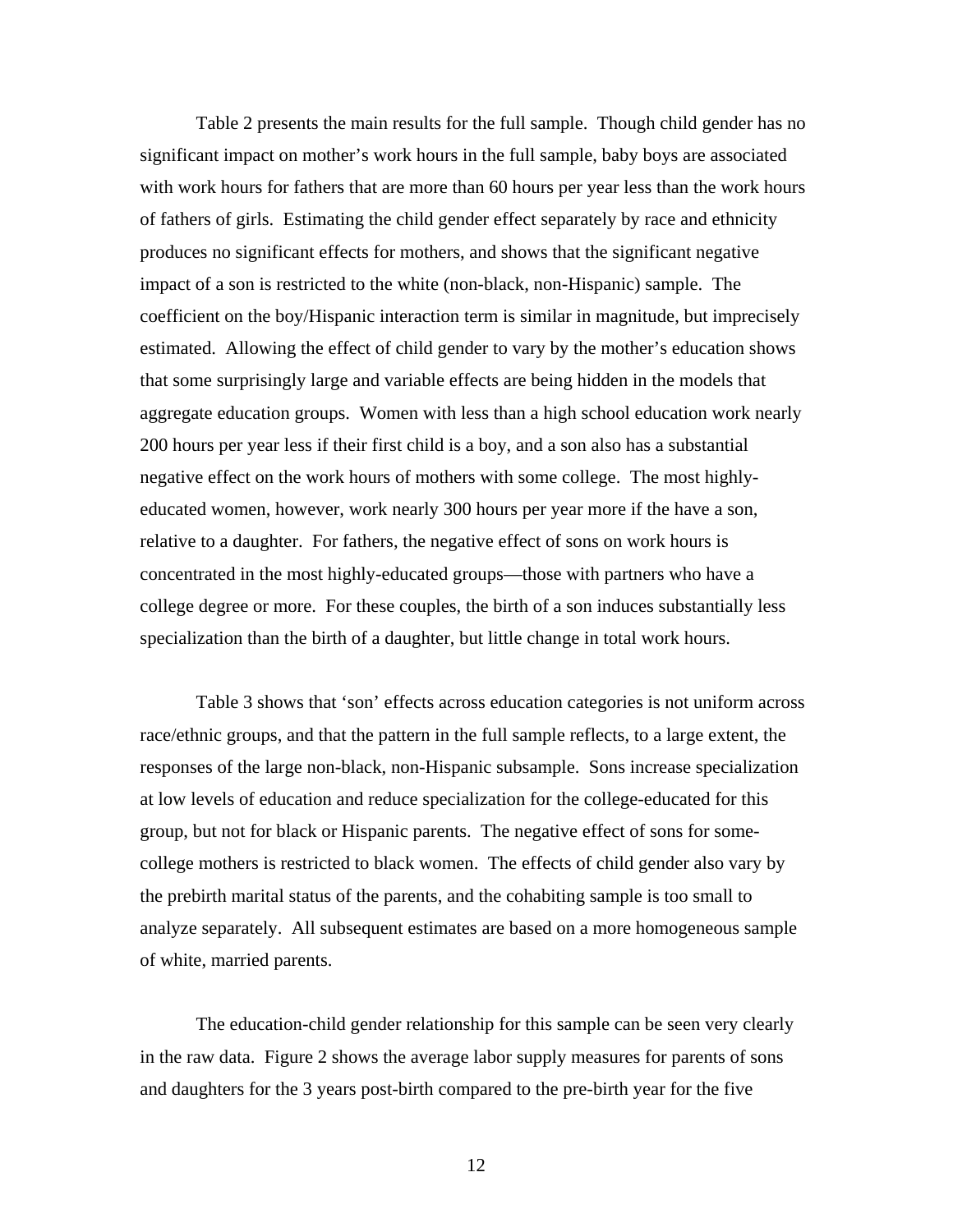Table 2 presents the main results for the full sample. Though child gender has no significant impact on mother's work hours in the full sample, baby boys are associated with work hours for fathers that are more than 60 hours per year less than the work hours of fathers of girls. Estimating the child gender effect separately by race and ethnicity produces no significant effects for mothers, and shows that the significant negative impact of a son is restricted to the white (non-black, non-Hispanic) sample. The coefficient on the boy/Hispanic interaction term is similar in magnitude, but imprecisely estimated. Allowing the effect of child gender to vary by the mother's education shows that some surprisingly large and variable effects are being hidden in the models that aggregate education groups. Women with less than a high school education work nearly 200 hours per year less if their first child is a boy, and a son also has a substantial negative effect on the work hours of mothers with some college. The most highly-educated women, however, work nearly 300 hours per year more if the have a son, relative to a daughter. For fathers, the negative effect of sons on work hours is concentrated in the most highly-educated groups—those with partners who have a college degree or more. For these couples, the birth of a son induces substantially less specialization than the birth of a daughter, but little change in total work hours.

Table 3 shows that 'son' effects across education categories is not uniform across race/ethnic groups, and that the pattern in the full sample reflects, to a large extent, the responses of the large non-black, non-Hispanic subsample. Sons increase specialization at low levels of education and reduce specialization for the college-educated for this group, but not for black or Hispanic parents. The negative effect of sons for some-college mothers is restricted to black women. The effects of child gender also vary by the prebirth marital status of the parents, and the cohabiting sample is too small to analyze separately. All subsequent estimates are based on a more homogeneous sample of white, married parents.

The education-child gender relationship for this sample can be seen very clearly in the raw data. Figure 2 shows the average labor supply measures for parents of sons and daughters for the 3 years post-birth compared to the pre-birth year for the five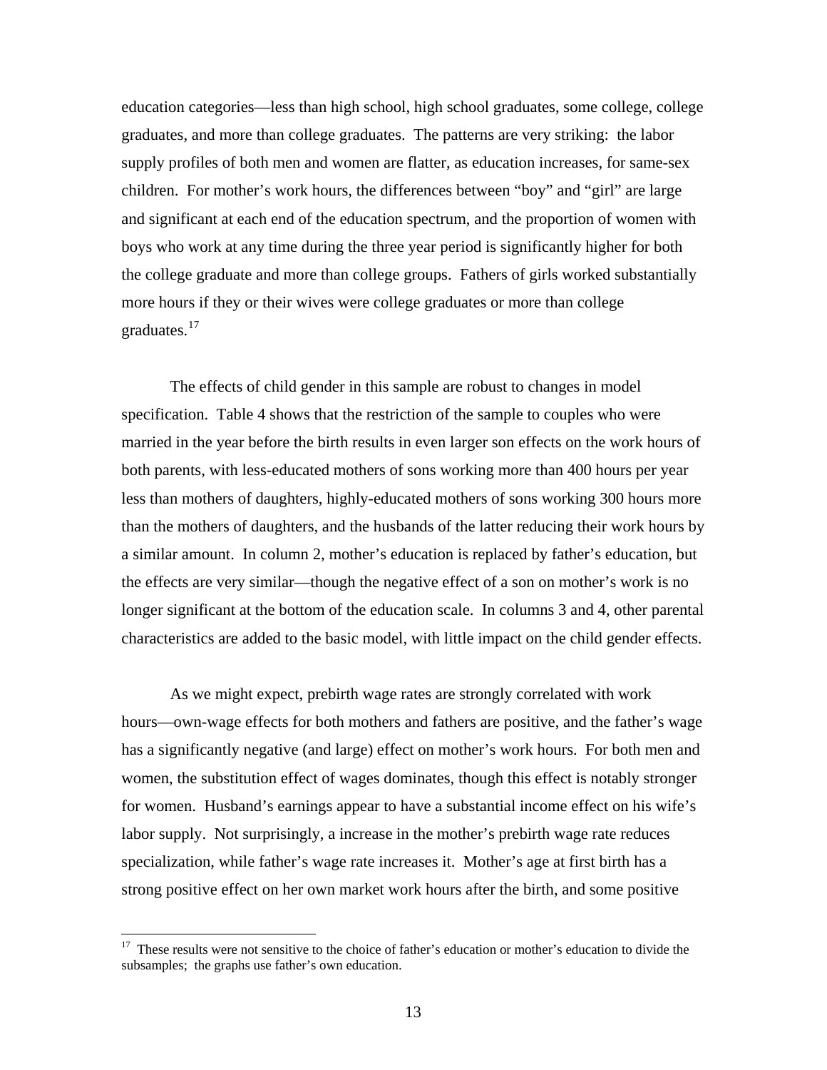education categories—less than high school, high school graduates, some college, college graduates, and more than college graduates. The patterns are very striking: the labor supply profiles of both men and women are flatter, as education increases, for same-sex children. For mother's work hours, the differences between "boy" and "girl" are large and significant at each end of the education spectrum, and the proportion of women with boys who work at any time during the three year period is significantly higher for both the college graduate and more than college groups. Fathers of girls worked substantially more hours if they or their wives were college graduates or more than college graduates.[17]

The effects of child gender in this sample are robust to changes in model specification. Table 4 shows that the restriction of the sample to couples who were married in the year before the birth results in even larger son effects on the work hours of both parents, with less-educated mothers of sons working more than 400 hours per year less than mothers of daughters, highly-educated mothers of sons working 300 hours more than the mothers of daughters, and the husbands of the latter reducing their work hours by a similar amount. In column 2, mother's education is replaced by father's education, but the effects are very similar—though the negative effect of a son on mother's work is no longer significant at the bottom of the education scale. In columns 3 and 4, other parental characteristics are added to the basic model, with little impact on the child gender effects.

As we might expect, prebirth wage rates are strongly correlated with work hours—own-wage effects for both mothers and fathers are positive, and the father's wage has a significantly negative (and large) effect on mother's work hours. For both men and women, the substitution effect of wages dominates, though this effect is notably stronger for women. Husband's earnings appear to have a substantial income effect on his wife's labor supply. Not surprisingly, a increase in the mother's prebirth wage rate reduces specialization, while father's wage rate increases it. Mother's age at first birth has a strong positive effect on her own market work hours after the birth, and some positive

[17] These results were not sensitive to the choice of father's education or mother's education to divide the subsamples; the graphs use father's own education.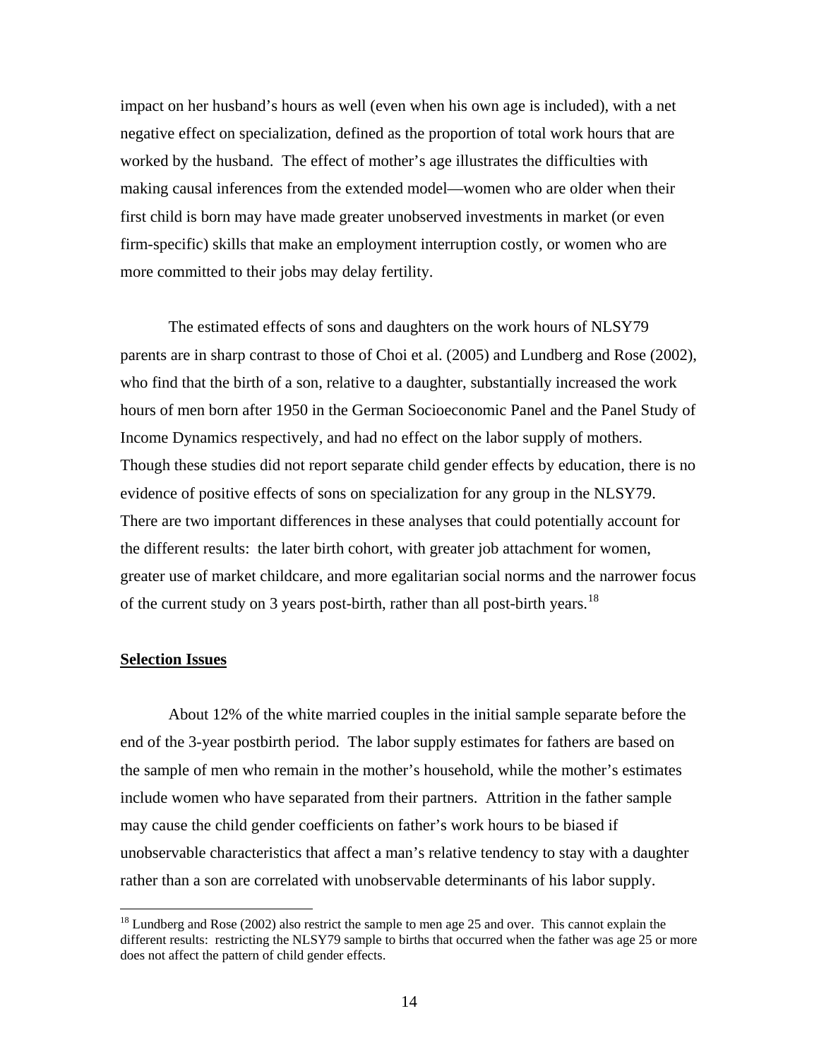impact on her husband's hours as well (even when his own age is included), with a net negative effect on specialization, defined as the proportion of total work hours that are worked by the husband. The effect of mother's age illustrates the difficulties with making causal inferences from the extended model—women who are older when their first child is born may have made greater unobserved investments in market (or even firm-specific) skills that make an employment interruption costly, or women who are more committed to their jobs may delay fertility.

The estimated effects of sons and daughters on the work hours of NLSY79 parents are in sharp contrast to those of Choi et al. (2005) and Lundberg and Rose (2002), who find that the birth of a son, relative to a daughter, substantially increased the work hours of men born after 1950 in the German Socioeconomic Panel and the Panel Study of Income Dynamics respectively, and had no effect on the labor supply of mothers. Though these studies did not report separate child gender effects by education, there is no evidence of positive effects of sons on specialization for any group in the NLSY79. There are two important differences in these analyses that could potentially account for the different results: the later birth cohort, with greater job attachment for women, greater use of market childcare, and more egalitarian social norms and the narrower focus of the current study on 3 years post-birth, rather than all post-birth years.[18]

**Selection Issues**

About 12% of the white married couples in the initial sample separate before the end of the 3-year postbirth period. The labor supply estimates for fathers are based on the sample of men who remain in the mother's household, while the mother's estimates include women who have separated from their partners. Attrition in the father sample may cause the child gender coefficients on father's work hours to be biased if unobservable characteristics that affect a man's relative tendency to stay with a daughter rather than a son are correlated with unobservable determinants of his labor supply.

[18] Lundberg and Rose (2002) also restrict the sample to men age 25 and over. This cannot explain the different results: restricting the NLSY79 sample to births that occurred when the father was age 25 or more does not affect the pattern of child gender effects.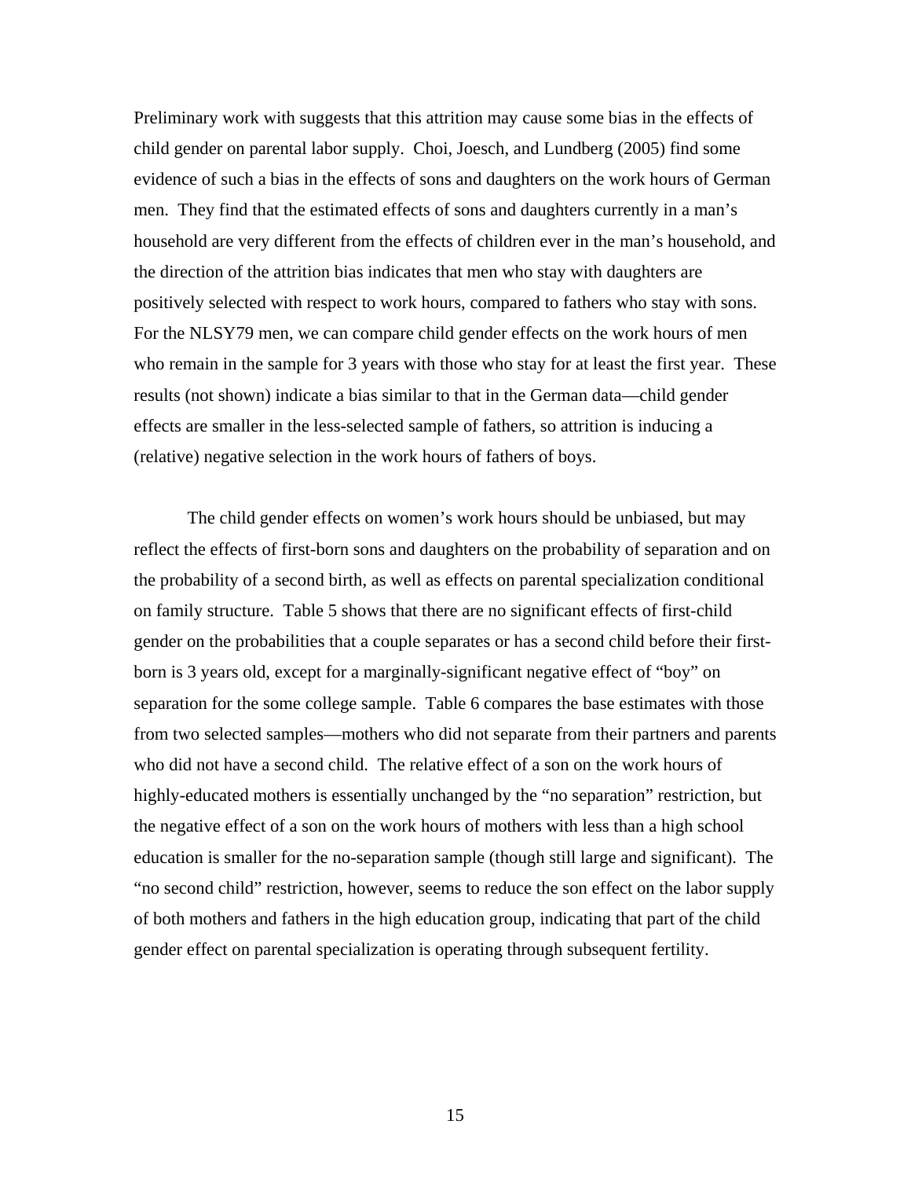Preliminary work with suggests that this attrition may cause some bias in the effects of child gender on parental labor supply. Choi, Joesch, and Lundberg (2005) find some evidence of such a bias in the effects of sons and daughters on the work hours of German men. They find that the estimated effects of sons and daughters currently in a man's household are very different from the effects of children ever in the man's household, and the direction of the attrition bias indicates that men who stay with daughters are positively selected with respect to work hours, compared to fathers who stay with sons. For the NLSY79 men, we can compare child gender effects on the work hours of men who remain in the sample for 3 years with those who stay for at least the first year. These results (not shown) indicate a bias similar to that in the German data—child gender effects are smaller in the less-selected sample of fathers, so attrition is inducing a (relative) negative selection in the work hours of fathers of boys.

The child gender effects on women's work hours should be unbiased, but may reflect the effects of first-born sons and daughters on the probability of separation and on the probability of a second birth, as well as effects on parental specialization conditional on family structure. Table 5 shows that there are no significant effects of first-child gender on the probabilities that a couple separates or has a second child before their first-born is 3 years old, except for a marginally-significant negative effect of "boy" on separation for the some college sample. Table 6 compares the base estimates with those from two selected samples—mothers who did not separate from their partners and parents who did not have a second child. The relative effect of a son on the work hours of highly-educated mothers is essentially unchanged by the "no separation" restriction, but the negative effect of a son on the work hours of mothers with less than a high school education is smaller for the no-separation sample (though still large and significant). The "no second child" restriction, however, seems to reduce the son effect on the labor supply of both mothers and fathers in the high education group, indicating that part of the child gender effect on parental specialization is operating through subsequent fertility.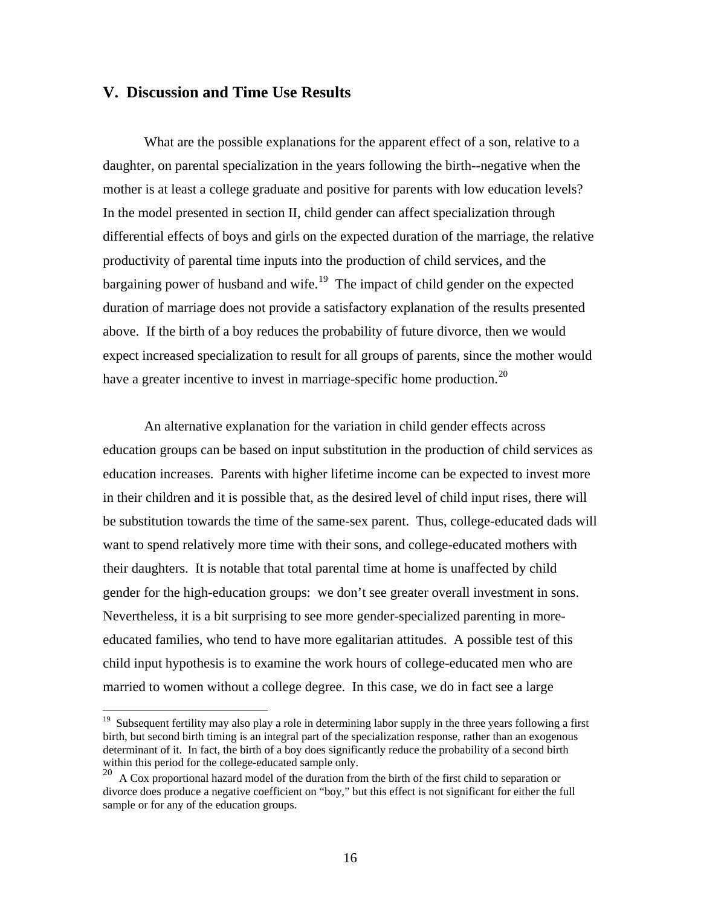## V. Discussion and Time Use Results

What are the possible explanations for the apparent effect of a son, relative to a daughter, on parental specialization in the years following the birth--negative when the mother is at least a college graduate and positive for parents with low education levels? In the model presented in section II, child gender can affect specialization through differential effects of boys and girls on the expected duration of the marriage, the relative productivity of parental time inputs into the production of child services, and the bargaining power of husband and wife.[19] The impact of child gender on the expected duration of marriage does not provide a satisfactory explanation of the results presented above. If the birth of a boy reduces the probability of future divorce, then we would expect increased specialization to result for all groups of parents, since the mother would have a greater incentive to invest in marriage-specific home production.[20]

An alternative explanation for the variation in child gender effects across education groups can be based on input substitution in the production of child services as education increases. Parents with higher lifetime income can be expected to invest more in their children and it is possible that, as the desired level of child input rises, there will be substitution towards the time of the same-sex parent. Thus, college-educated dads will want to spend relatively more time with their sons, and college-educated mothers with their daughters. It is notable that total parental time at home is unaffected by child gender for the high-education groups: we don't see greater overall investment in sons. Nevertheless, it is a bit surprising to see more gender-specialized parenting in more-educated families, who tend to have more egalitarian attitudes. A possible test of this child input hypothesis is to examine the work hours of college-educated men who are married to women without a college degree. In this case, we do in fact see a large

[19] Subsequent fertility may also play a role in determining labor supply in the three years following a first birth, but second birth timing is an integral part of the specialization response, rather than an exogenous determinant of it. In fact, the birth of a boy does significantly reduce the probability of a second birth within this period for the college-educated sample only.

[20] A Cox proportional hazard model of the duration from the birth of the first child to separation or divorce does produce a negative coefficient on "boy," but this effect is not significant for either the full sample or for any of the education groups.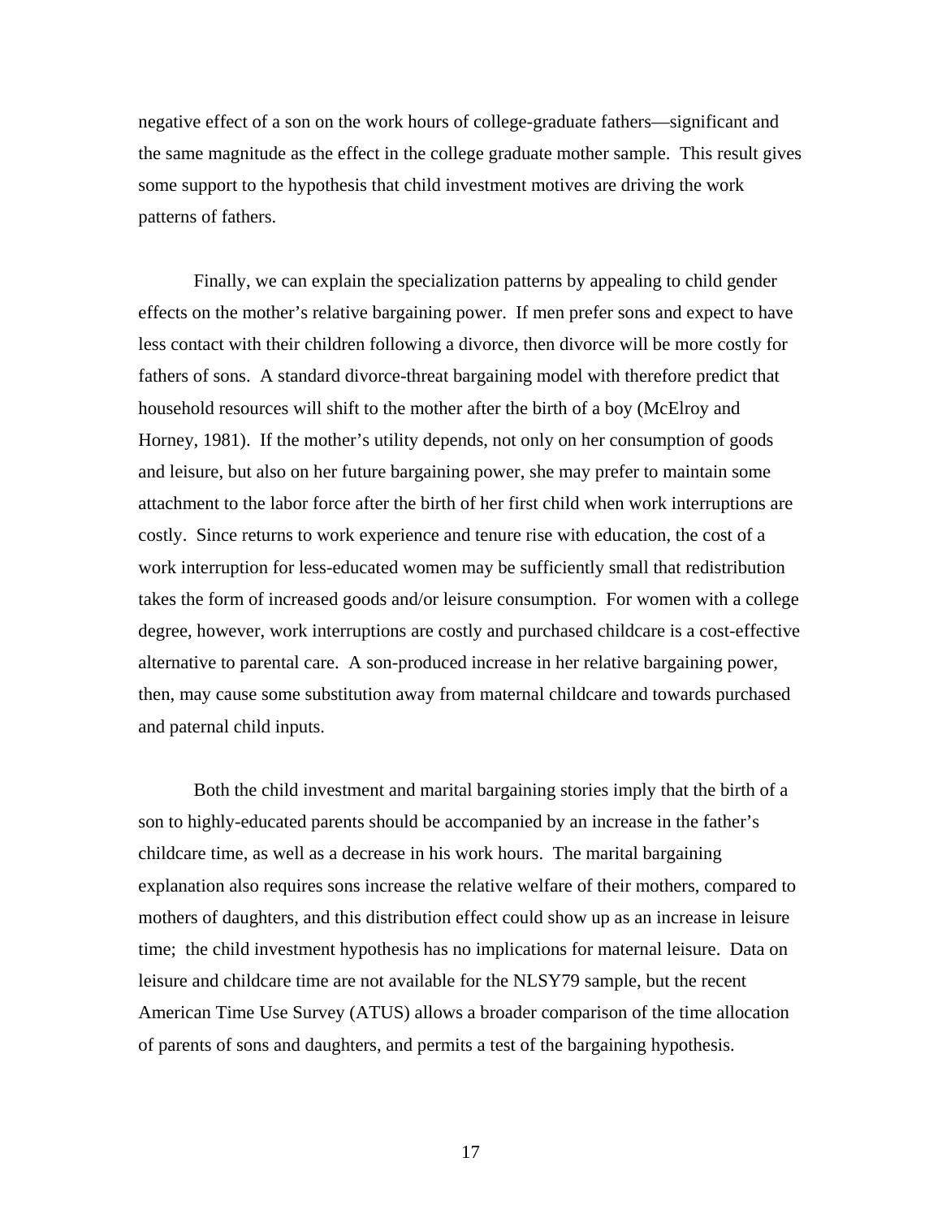negative effect of a son on the work hours of college-graduate fathers—significant and the same magnitude as the effect in the college graduate mother sample. This result gives some support to the hypothesis that child investment motives are driving the work patterns of fathers.

Finally, we can explain the specialization patterns by appealing to child gender effects on the mother's relative bargaining power. If men prefer sons and expect to have less contact with their children following a divorce, then divorce will be more costly for fathers of sons. A standard divorce-threat bargaining model with therefore predict that household resources will shift to the mother after the birth of a boy (McElroy and Horney, 1981). If the mother's utility depends, not only on her consumption of goods and leisure, but also on her future bargaining power, she may prefer to maintain some attachment to the labor force after the birth of her first child when work interruptions are costly. Since returns to work experience and tenure rise with education, the cost of a work interruption for less-educated women may be sufficiently small that redistribution takes the form of increased goods and/or leisure consumption. For women with a college degree, however, work interruptions are costly and purchased childcare is a cost-effective alternative to parental care. A son-produced increase in her relative bargaining power, then, may cause some substitution away from maternal childcare and towards purchased and paternal child inputs.

Both the child investment and marital bargaining stories imply that the birth of a son to highly-educated parents should be accompanied by an increase in the father's childcare time, as well as a decrease in his work hours. The marital bargaining explanation also requires sons increase the relative welfare of their mothers, compared to mothers of daughters, and this distribution effect could show up as an increase in leisure time; the child investment hypothesis has no implications for maternal leisure. Data on leisure and childcare time are not available for the NLSY79 sample, but the recent American Time Use Survey (ATUS) allows a broader comparison of the time allocation of parents of sons and daughters, and permits a test of the bargaining hypothesis.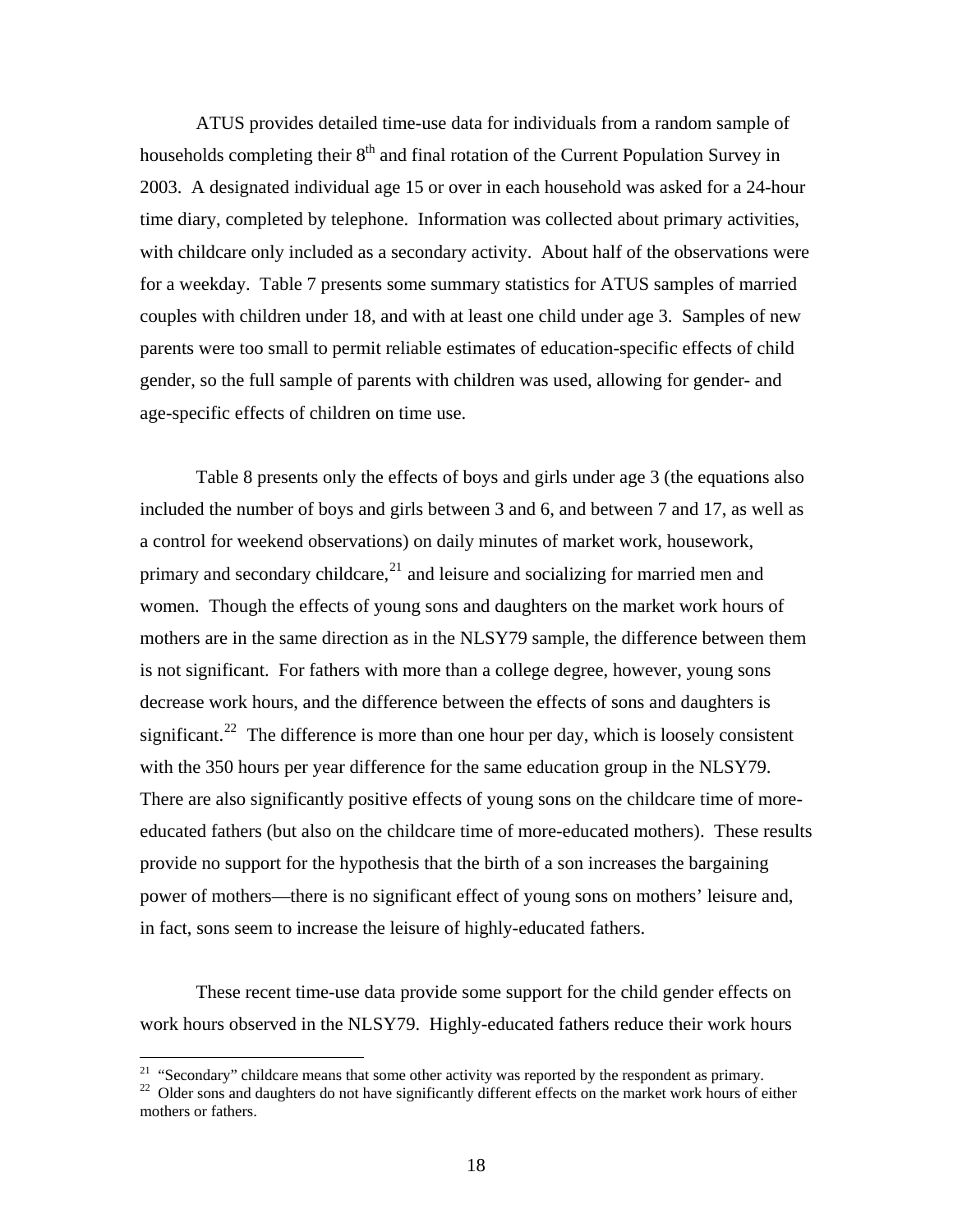ATUS provides detailed time-use data for individuals from a random sample of households completing their 8$^{th}$ and final rotation of the Current Population Survey in 2003. A designated individual age 15 or over in each household was asked for a 24-hour time diary, completed by telephone. Information was collected about primary activities, with childcare only included as a secondary activity. About half of the observations were for a weekday. Table 7 presents some summary statistics for ATUS samples of married couples with children under 18, and with at least one child under age 3. Samples of new parents were too small to permit reliable estimates of education-specific effects of child gender, so the full sample of parents with children was used, allowing for gender- and age-specific effects of children on time use.

Table 8 presents only the effects of boys and girls under age 3 (the equations also included the number of boys and girls between 3 and 6, and between 7 and 17, as well as a control for weekend observations) on daily minutes of market work, housework, primary and secondary childcare,[21] and leisure and socializing for married men and women. Though the effects of young sons and daughters on the market work hours of mothers are in the same direction as in the NLSY79 sample, the difference between them is not significant. For fathers with more than a college degree, however, young sons decrease work hours, and the difference between the effects of sons and daughters is significant.[22] The difference is more than one hour per day, which is loosely consistent with the 350 hours per year difference for the same education group in the NLSY79. There are also significantly positive effects of young sons on the childcare time of more-educated fathers (but also on the childcare time of more-educated mothers). These results provide no support for the hypothesis that the birth of a son increases the bargaining power of mothers—there is no significant effect of young sons on mothers' leisure and, in fact, sons seem to increase the leisure of highly-educated fathers.

These recent time-use data provide some support for the child gender effects on work hours observed in the NLSY79. Highly-educated fathers reduce their work hours

---

[21] "Secondary" childcare means that some other activity was reported by the respondent as primary.

[22] Older sons and daughters do not have significantly different effects on the market work hours of either mothers or fathers.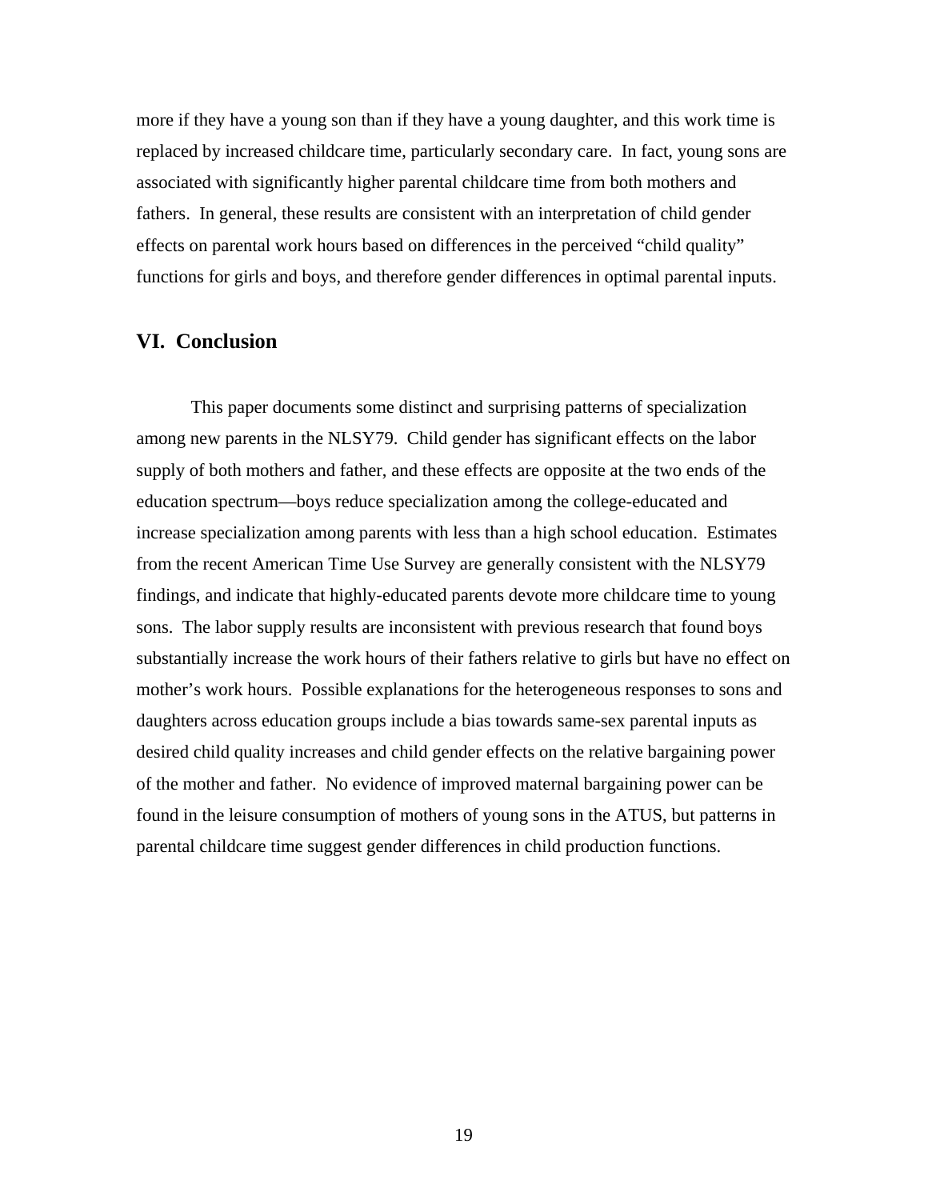more if they have a young son than if they have a young daughter, and this work time is replaced by increased childcare time, particularly secondary care. In fact, young sons are associated with significantly higher parental childcare time from both mothers and fathers. In general, these results are consistent with an interpretation of child gender effects on parental work hours based on differences in the perceived "child quality" functions for girls and boys, and therefore gender differences in optimal parental inputs.

## VI. Conclusion

This paper documents some distinct and surprising patterns of specialization among new parents in the NLSY79. Child gender has significant effects on the labor supply of both mothers and father, and these effects are opposite at the two ends of the education spectrum—boys reduce specialization among the college-educated and increase specialization among parents with less than a high school education. Estimates from the recent American Time Use Survey are generally consistent with the NLSY79 findings, and indicate that highly-educated parents devote more childcare time to young sons. The labor supply results are inconsistent with previous research that found boys substantially increase the work hours of their fathers relative to girls but have no effect on mother's work hours. Possible explanations for the heterogeneous responses to sons and daughters across education groups include a bias towards same-sex parental inputs as desired child quality increases and child gender effects on the relative bargaining power of the mother and father. No evidence of improved maternal bargaining power can be found in the leisure consumption of mothers of young sons in the ATUS, but patterns in parental childcare time suggest gender differences in child production functions.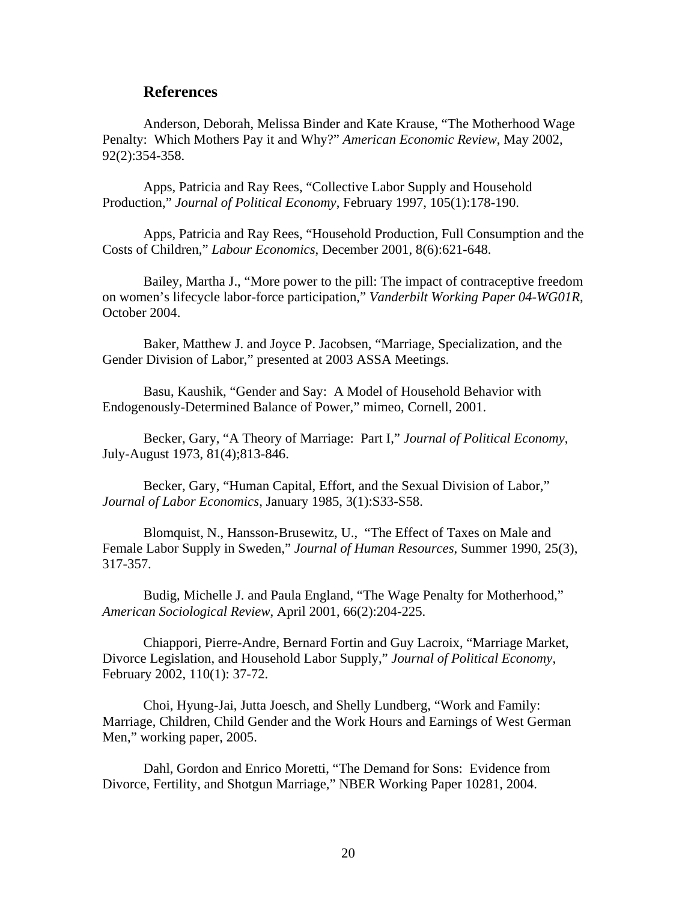## References

Anderson, Deborah, Melissa Binder and Kate Krause, "The Motherhood Wage Penalty: Which Mothers Pay it and Why?" *American Economic Review*, May 2002, 92(2):354-358.

Apps, Patricia and Ray Rees, "Collective Labor Supply and Household Production," *Journal of Political Economy*, February 1997, 105(1):178-190.

Apps, Patricia and Ray Rees, "Household Production, Full Consumption and the Costs of Children," *Labour Economics*, December 2001, 8(6):621-648.

Bailey, Martha J., "More power to the pill: The impact of contraceptive freedom on women's lifecycle labor-force participation," *Vanderbilt Working Paper 04-WG01R*, October 2004.

Baker, Matthew J. and Joyce P. Jacobsen, "Marriage, Specialization, and the Gender Division of Labor," presented at 2003 ASSA Meetings.

Basu, Kaushik, "Gender and Say: A Model of Household Behavior with Endogenously-Determined Balance of Power," mimeo, Cornell, 2001.

Becker, Gary, "A Theory of Marriage: Part I," *Journal of Political Economy*, July-August 1973, 81(4);813-846.

Becker, Gary, "Human Capital, Effort, and the Sexual Division of Labor," *Journal of Labor Economics*, January 1985, 3(1):S33-S58.

Blomquist, N., Hansson-Brusewitz, U., "The Effect of Taxes on Male and Female Labor Supply in Sweden," *Journal of Human Resources*, Summer 1990, 25(3), 317-357.

Budig, Michelle J. and Paula England, "The Wage Penalty for Motherhood," *American Sociological Review*, April 2001, 66(2):204-225.

Chiappori, Pierre-Andre, Bernard Fortin and Guy Lacroix, "Marriage Market, Divorce Legislation, and Household Labor Supply," *Journal of Political Economy*, February 2002, 110(1): 37-72.

Choi, Hyung-Jai, Jutta Joesch, and Shelly Lundberg, "Work and Family: Marriage, Children, Child Gender and the Work Hours and Earnings of West German Men," working paper, 2005.

Dahl, Gordon and Enrico Moretti, "The Demand for Sons: Evidence from Divorce, Fertility, and Shotgun Marriage," NBER Working Paper 10281, 2004.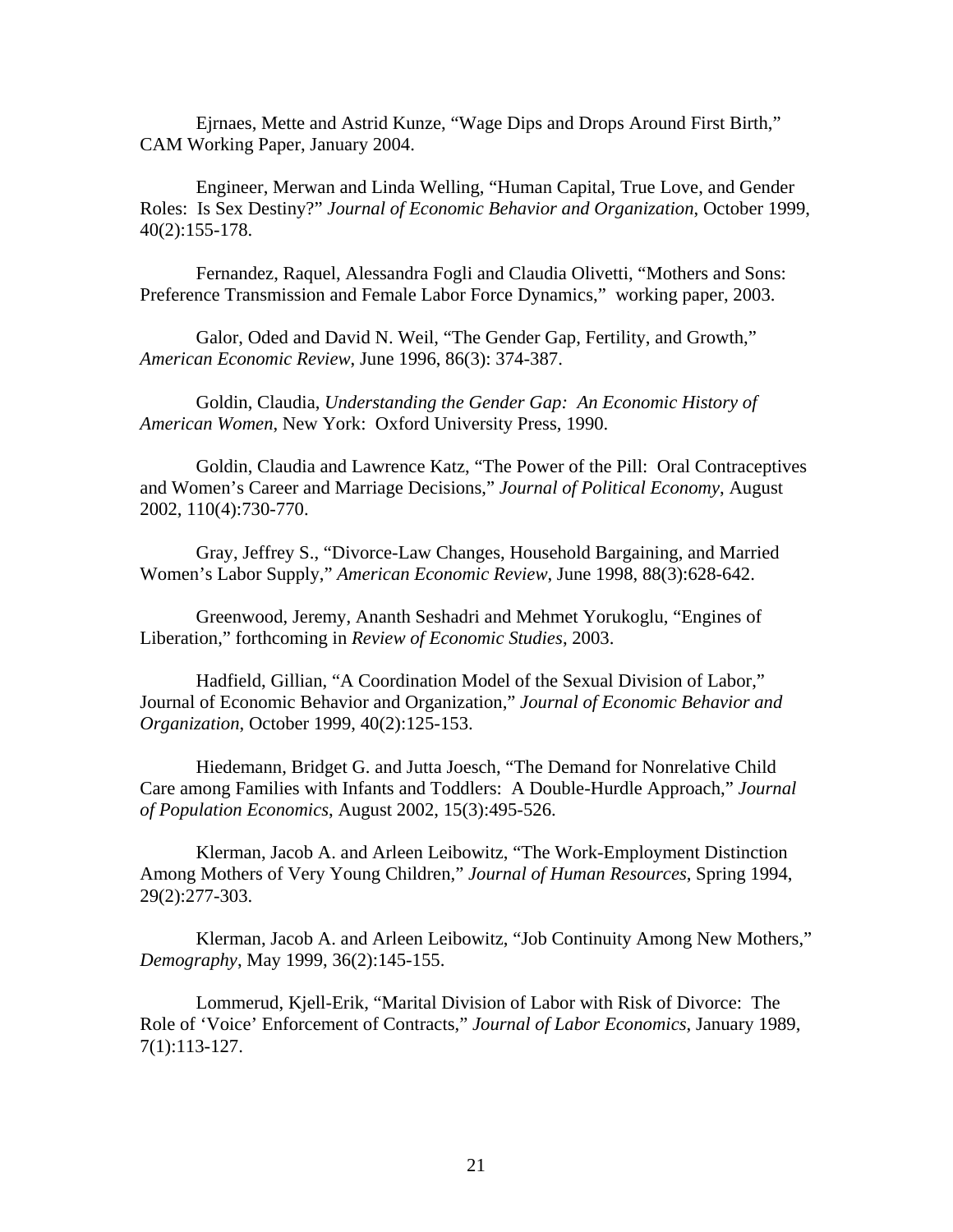Ejrnaes, Mette and Astrid Kunze, "Wage Dips and Drops Around First Birth," CAM Working Paper, January 2004.

Engineer, Merwan and Linda Welling, "Human Capital, True Love, and Gender Roles: Is Sex Destiny?" *Journal of Economic Behavior and Organization*, October 1999, 40(2):155-178.

Fernandez, Raquel, Alessandra Fogli and Claudia Olivetti, "Mothers and Sons: Preference Transmission and Female Labor Force Dynamics," working paper, 2003.

Galor, Oded and David N. Weil, "The Gender Gap, Fertility, and Growth," *American Economic Review*, June 1996, 86(3): 374-387.

Goldin, Claudia, *Understanding the Gender Gap: An Economic History of American Women*, New York: Oxford University Press, 1990.

Goldin, Claudia and Lawrence Katz, "The Power of the Pill: Oral Contraceptives and Women's Career and Marriage Decisions," *Journal of Political Economy*, August 2002, 110(4):730-770.

Gray, Jeffrey S., "Divorce-Law Changes, Household Bargaining, and Married Women's Labor Supply," *American Economic Review*, June 1998, 88(3):628-642.

Greenwood, Jeremy, Ananth Seshadri and Mehmet Yorukoglu, "Engines of Liberation," forthcoming in *Review of Economic Studies*, 2003.

Hadfield, Gillian, "A Coordination Model of the Sexual Division of Labor," Journal of Economic Behavior and Organization," *Journal of Economic Behavior and Organization*, October 1999, 40(2):125-153.

Hiedemann, Bridget G. and Jutta Joesch, "The Demand for Nonrelative Child Care among Families with Infants and Toddlers: A Double-Hurdle Approach," *Journal of Population Economics*, August 2002, 15(3):495-526.

Klerman, Jacob A. and Arleen Leibowitz, "The Work-Employment Distinction Among Mothers of Very Young Children," *Journal of Human Resources*, Spring 1994, 29(2):277-303.

Klerman, Jacob A. and Arleen Leibowitz, "Job Continuity Among New Mothers," *Demography*, May 1999, 36(2):145-155.

Lommerud, Kjell-Erik, "Marital Division of Labor with Risk of Divorce: The Role of 'Voice' Enforcement of Contracts," *Journal of Labor Economics*, January 1989, 7(1):113-127.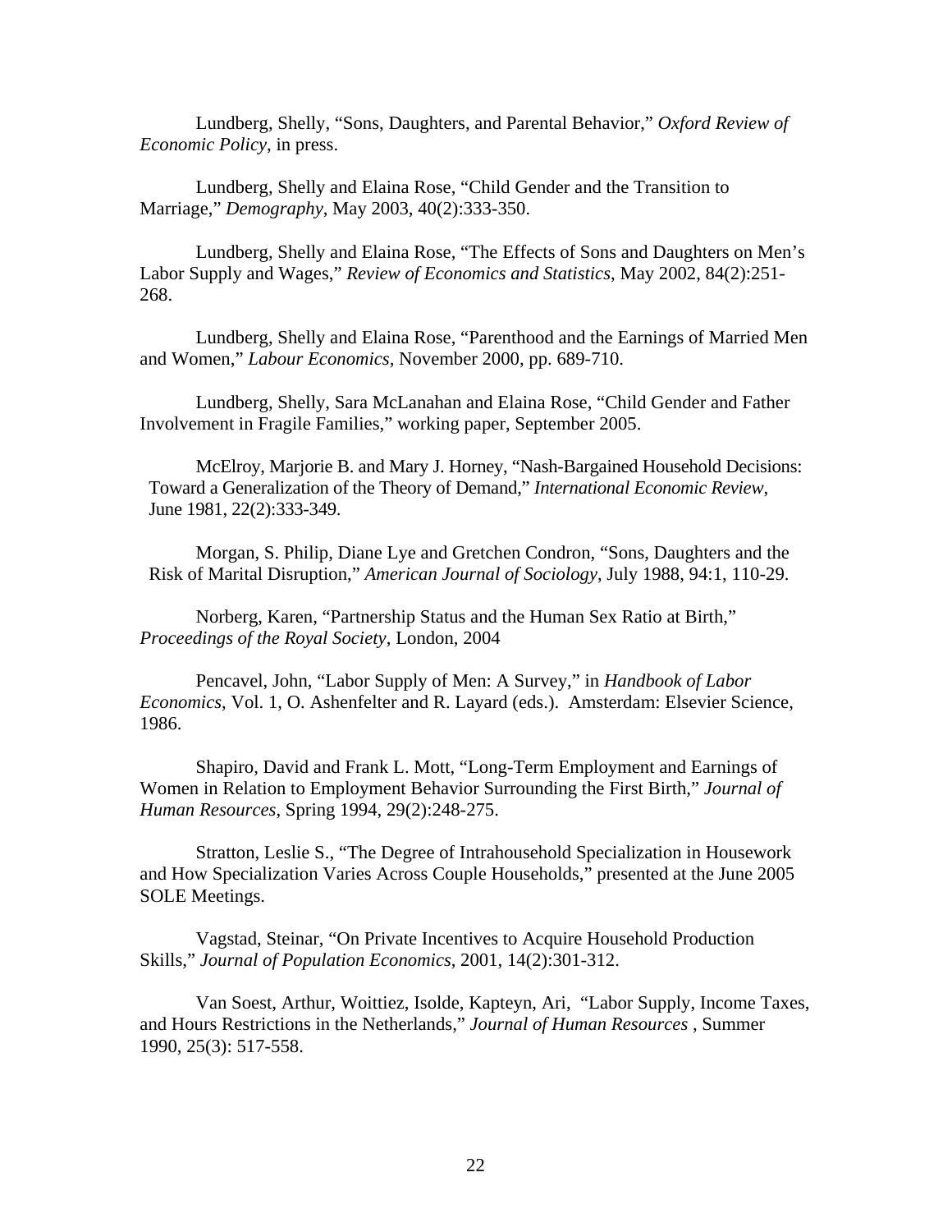Lundberg, Shelly, “Sons, Daughters, and Parental Behavior,” *Oxford Review of Economic Policy*, in press.

Lundberg, Shelly and Elaina Rose, “Child Gender and the Transition to Marriage,” *Demography*, May 2003, 40(2):333-350.

Lundberg, Shelly and Elaina Rose, “The Effects of Sons and Daughters on Men’s Labor Supply and Wages,” *Review of Economics and Statistics*, May 2002, 84(2):251-268.

Lundberg, Shelly and Elaina Rose, “Parenthood and the Earnings of Married Men and Women,” *Labour Economics*, November 2000, pp. 689-710.

Lundberg, Shelly, Sara McLanahan and Elaina Rose, “Child Gender and Father Involvement in Fragile Families,” working paper, September 2005.

McElroy, Marjorie B. and Mary J. Horney, “Nash-Bargained Household Decisions: Toward a Generalization of the Theory of Demand,” *International Economic Review*, June 1981, 22(2):333-349.

Morgan, S. Philip, Diane Lye and Gretchen Condron, “Sons, Daughters and the Risk of Marital Disruption,” *American Journal of Sociology*, July 1988, 94:1, 110-29.

Norberg, Karen, “Partnership Status and the Human Sex Ratio at Birth,” *Proceedings of the Royal Society*, London, 2004

Pencavel, John, “Labor Supply of Men: A Survey,” in *Handbook of Labor Economics*, Vol. 1, O. Ashenfelter and R. Layard (eds.). Amsterdam: Elsevier Science, 1986.

Shapiro, David and Frank L. Mott, “Long-Term Employment and Earnings of Women in Relation to Employment Behavior Surrounding the First Birth,” *Journal of Human Resources*, Spring 1994, 29(2):248-275.

Stratton, Leslie S., “The Degree of Intrahousehold Specialization in Housework and How Specialization Varies Across Couple Households,” presented at the June 2005 SOLE Meetings.

Vagstad, Steinar, “On Private Incentives to Acquire Household Production Skills,” *Journal of Population Economics*, 2001, 14(2):301-312.

Van Soest, Arthur, Woittiez, Isolde, Kapteyn, Ari, “Labor Supply, Income Taxes, and Hours Restrictions in the Netherlands,” *Journal of Human Resources* , Summer 1990, 25(3): 517-558.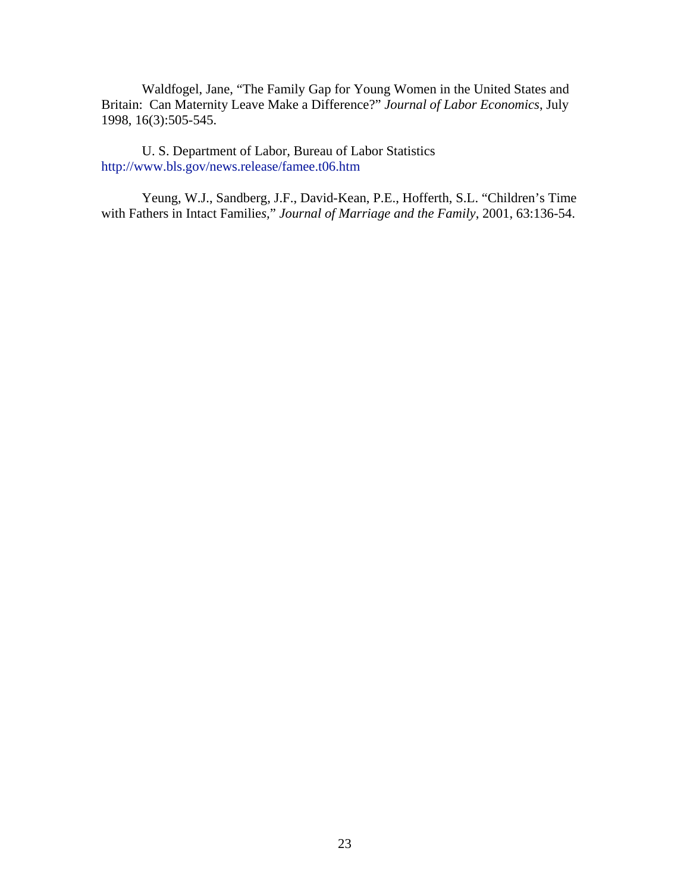Waldfogel, Jane, "The Family Gap for Young Women in the United States and Britain: Can Maternity Leave Make a Difference?" *Journal of Labor Economics*, July 1998, 16(3):505-545.

U. S. Department of Labor, Bureau of Labor Statistics http://www.bls.gov/news.release/famee.t06.htm

Yeung, W.J., Sandberg, J.F., David-Kean, P.E., Hofferth, S.L. "Children's Time with Fathers in Intact Families," *Journal of Marriage and the Family*, 2001, 63:136-54.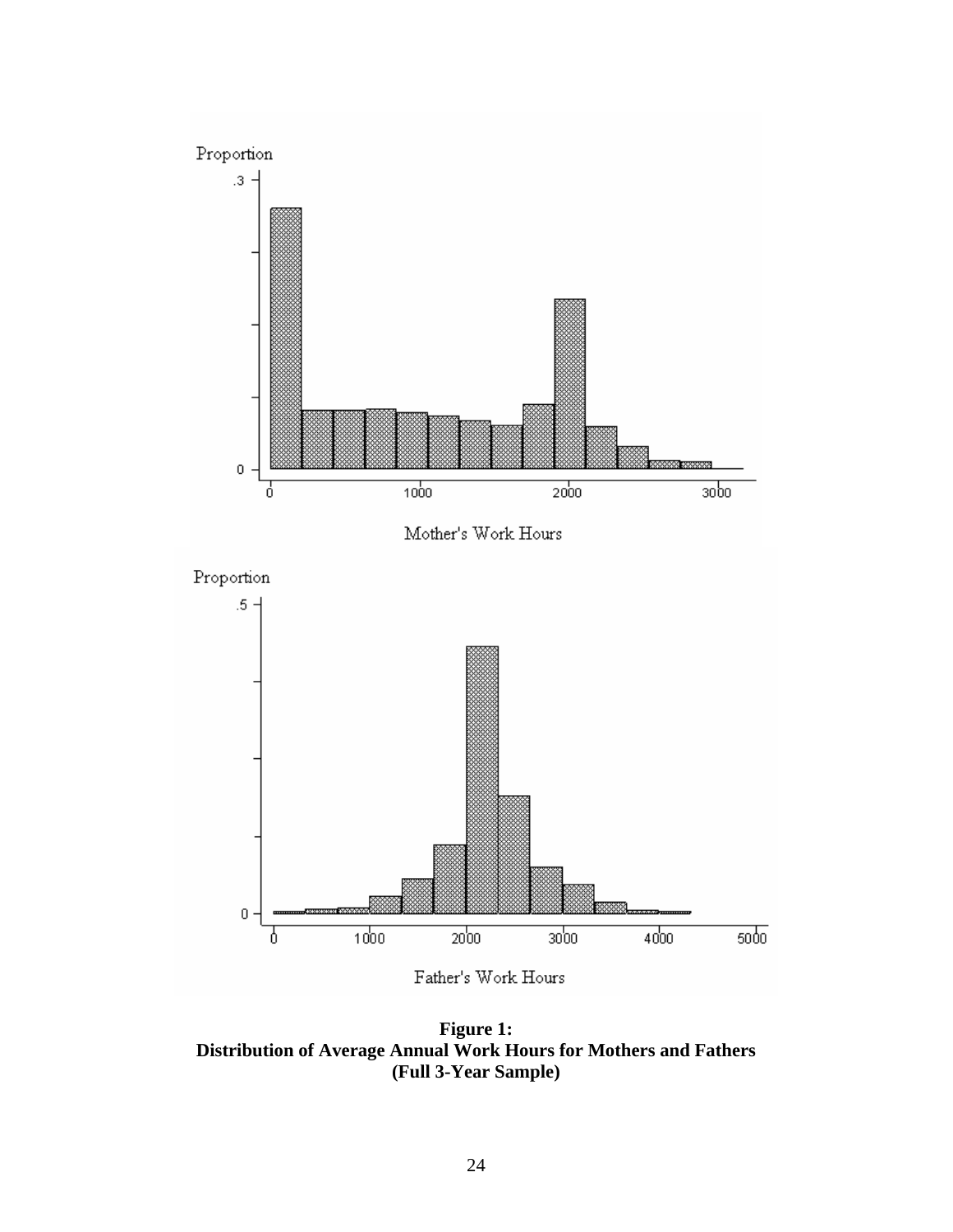**Figure 1:**
**Distribution of Average Annual Work Hours for Mothers and Fathers**
**(Full 3-Year Sample)**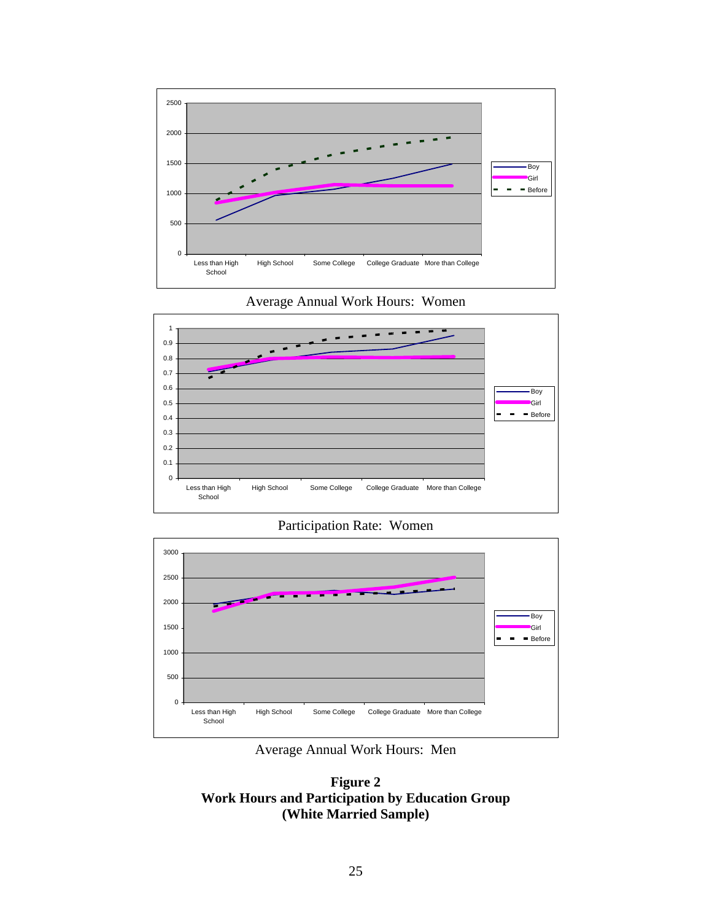Average Annual Work Hours: Women

Participation Rate: Women

Average Annual Work Hours: Men

**Figure 2**
**Work Hours and Participation by Education Group**
**(White Married Sample)**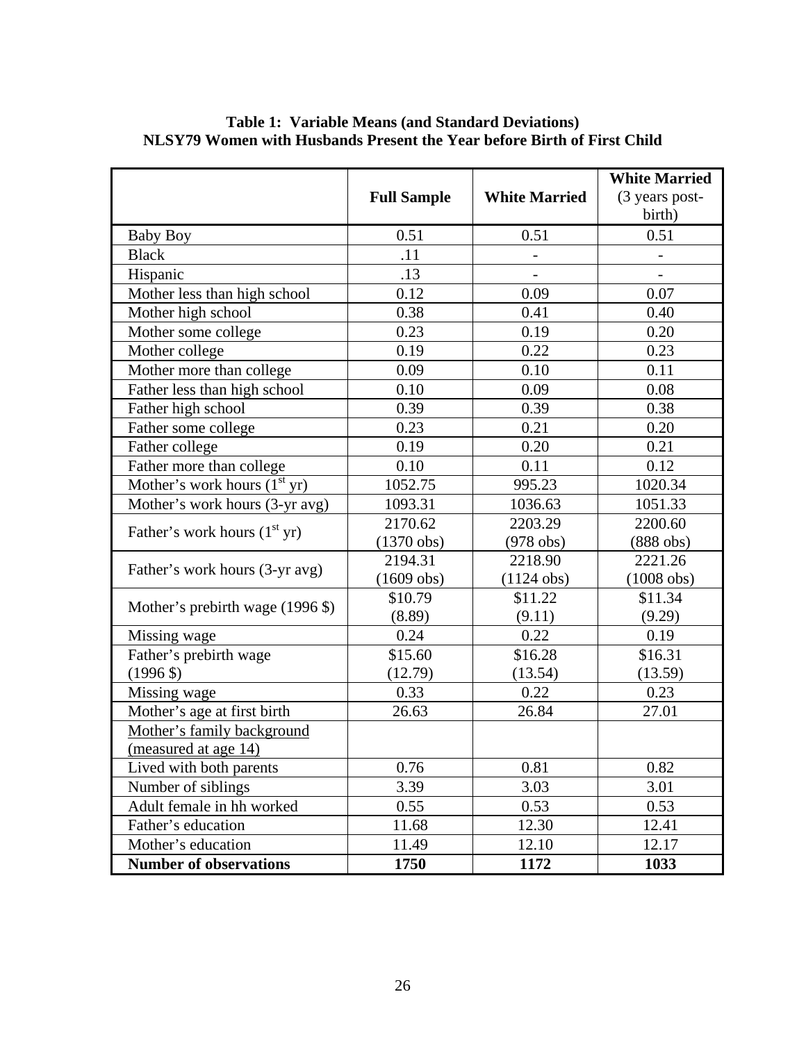**Table 1: Variable Means (and Standard Deviations)**
**NLSY79 Women with Husbands Present the Year before Birth of First Child**

| | **Full Sample** | **White Married** | **White Married** (3 years post-birth) |
|---|---|---|---|
| Baby Boy | 0.51 | 0.51 | 0.51 |
| Black | .11 | - | - |
| Hispanic | .13 | - | - |
| Mother less than high school | 0.12 | 0.09 | 0.07 |
| Mother high school | 0.38 | 0.41 | 0.40 |
| Mother some college | 0.23 | 0.19 | 0.20 |
| Mother college | 0.19 | 0.22 | 0.23 |
| Mother more than college | 0.09 | 0.10 | 0.11 |
| Father less than high school | 0.10 | 0.09 | 0.08 |
| Father high school | 0.39 | 0.39 | 0.38 |
| Father some college | 0.23 | 0.21 | 0.20 |
| Father college | 0.19 | 0.20 | 0.21 |
| Father more than college | 0.10 | 0.11 | 0.12 |
| Mother's work hours ($1^{st}$ yr) | 1052.75 | 995.23 | 1020.34 |
| Mother's work hours (3-yr avg) | 1093.31 | 1036.63 | 1051.33 |
| Father's work hours ($1^{st}$ yr) | 2170.62 (1370 obs) | 2203.29 (978 obs) | 2200.60 (888 obs) |
| Father's work hours (3-yr avg) | 2194.31 (1609 obs) | 2218.90 (1124 obs) | 2221.26 (1008 obs) |
| Mother's prebirth wage (1996 $) | $10.79 (8.89) | $11.22 (9.11) | $11.34 (9.29) |
| Missing wage | 0.24 | 0.22 | 0.19 |
| Father's prebirth wage (1996 $) | $15.60 (12.79) | $16.28 (13.54) | $16.31 (13.59) |
| Missing wage | 0.33 | 0.22 | 0.23 |
| Mother's age at first birth | 26.63 | 26.84 | 27.01 |
| Mother's family background (measured at age 14) | | | |
| Lived with both parents | 0.76 | 0.81 | 0.82 |
| Number of siblings | 3.39 | 3.03 | 3.01 |
| Adult female in hh worked | 0.55 | 0.53 | 0.53 |
| Father's education | 11.68 | 12.30 | 12.41 |
| Mother's education | 11.49 | 12.10 | 12.17 |
| **Number of observations** | **1750** | **1172** | **1033** |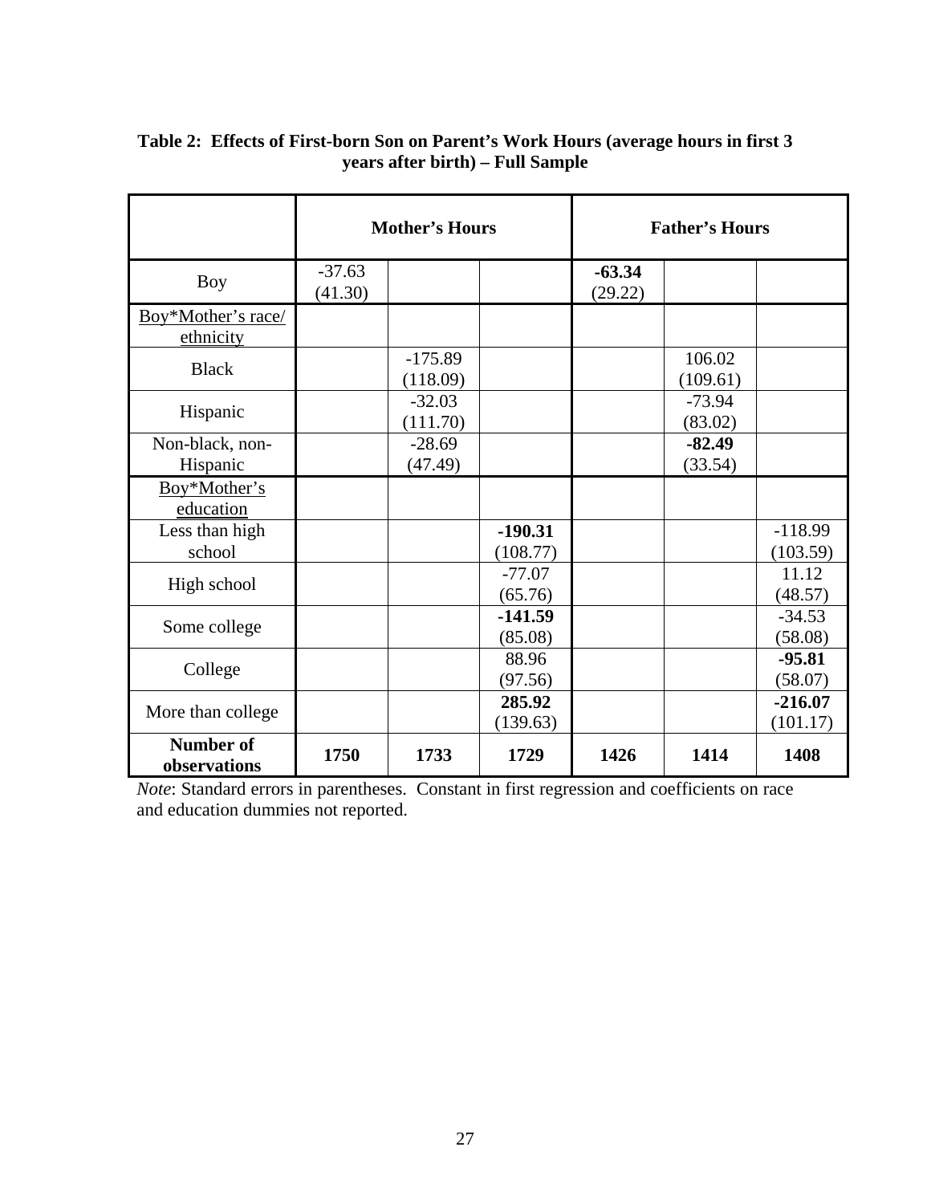**Table 2: Effects of First-born Son on Parent's Work Hours (average hours in first 3 years after birth) – Full Sample**

| | Mother's Hours | | | Father's Hours | | |
|---|---|---|---|---|---|---|
| Boy | -37.63 (41.30) | | | **-63.34** (29.22) | | |
| Boy*Mother's race/ ethnicity | | | | | | |
| Black | | -175.89 (118.09) | | | 106.02 (109.61) | |
| Hispanic | | -32.03 (111.70) | | | -73.94 (83.02) | |
| Non-black, non-Hispanic | | -28.69 (47.49) | | | **-82.49** (33.54) | |
| Boy*Mother's education | | | | | | |
| Less than high school | | | **-190.31** (108.77) | | | -118.99 (103.59) |
| High school | | | -77.07 (65.76) | | | 11.12 (48.57) |
| Some college | | | **-141.59** (85.08) | | | -34.53 (58.08) |
| College | | | 88.96 (97.56) | | | **-95.81** (58.07) |
| More than college | | | **285.92** (139.63) | | | **-216.07** (101.17) |
| **Number of observations** | **1750** | **1733** | **1729** | **1426** | **1414** | **1408** |

*Note*: Standard errors in parentheses. Constant in first regression and coefficients on race and education dummies not reported.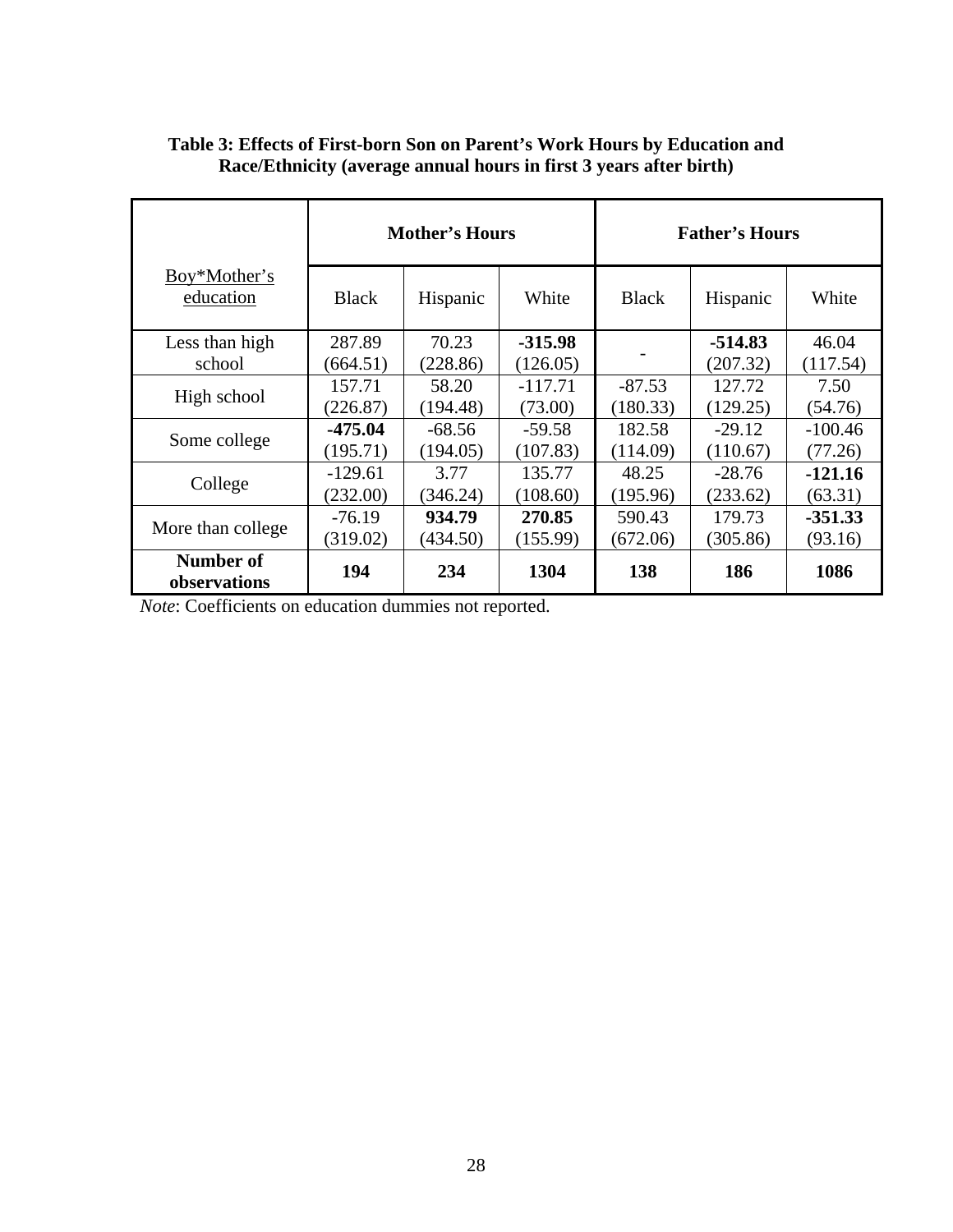**Table 3: Effects of First-born Son on Parent's Work Hours by Education and Race/Ethnicity (average annual hours in first 3 years after birth)**

| Boy*Mother's education | Mother's Hours | | | Father's Hours | | |
|---|---|---|---|---|---|---|
| | Black | Hispanic | White | Black | Hispanic | White |
| Less than high school | 287.89 (664.51) | 70.23 (228.86) | **-315.98** (126.05) | - | **-514.83** (207.32) | 46.04 (117.54) |
| High school | 157.71 (226.87) | 58.20 (194.48) | -117.71 (73.00) | -87.53 (180.33) | 127.72 (129.25) | 7.50 (54.76) |
| Some college | **-475.04** (195.71) | -68.56 (194.05) | -59.58 (107.83) | 182.58 (114.09) | -29.12 (110.67) | -100.46 (77.26) |
| College | -129.61 (232.00) | 3.77 (346.24) | 135.77 (108.60) | 48.25 (195.96) | -28.76 (233.62) | **-121.16** (63.31) |
| More than college | -76.19 (319.02) | **934.79** (434.50) | **270.85** (155.99) | 590.43 (672.06) | 179.73 (305.86) | **-351.33** (93.16) |
| **Number of observations** | **194** | **234** | **1304** | **138** | **186** | **1086** |

*Note*: Coefficients on education dummies not reported.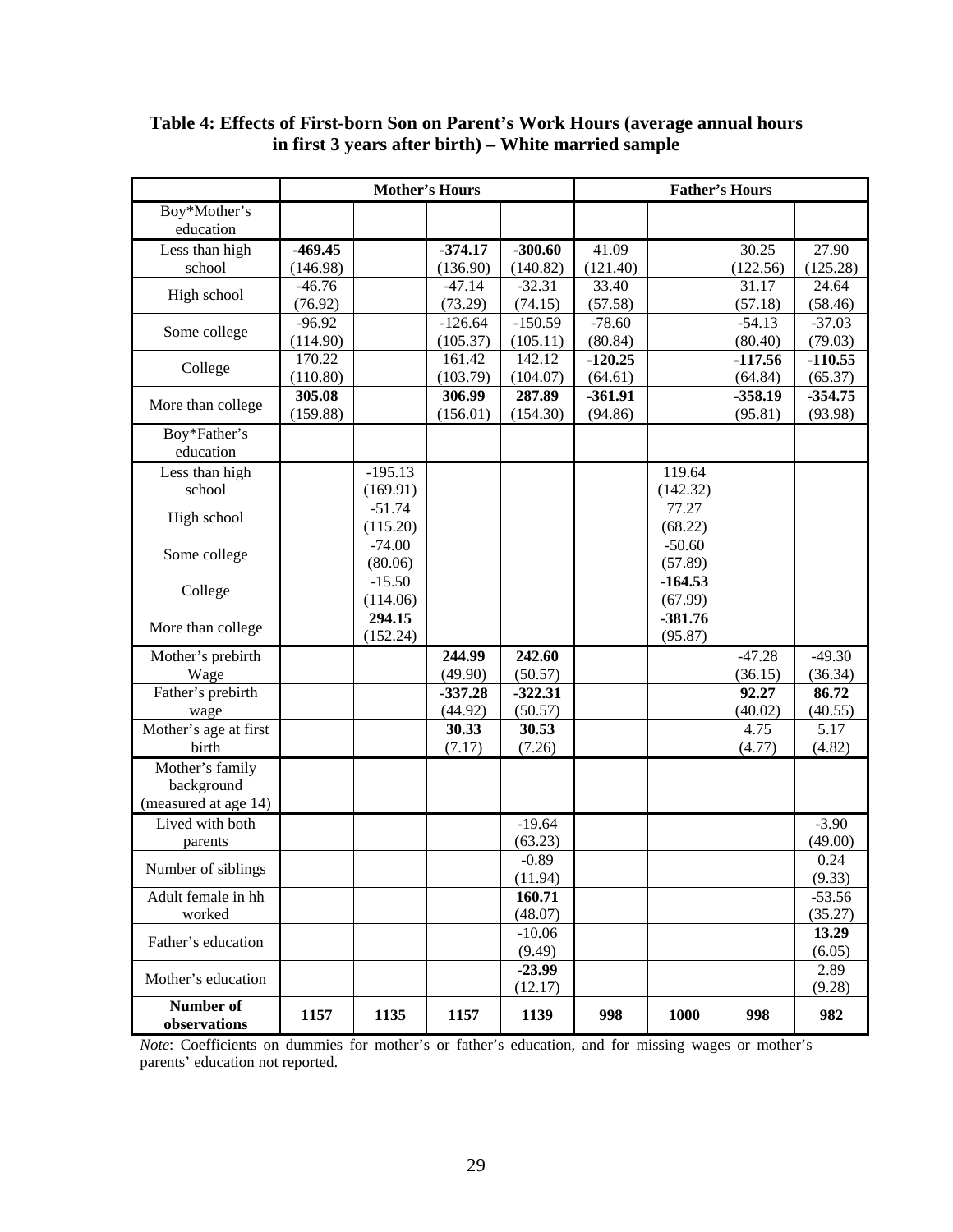**Table 4: Effects of First-born Son on Parent's Work Hours (average annual hours in first 3 years after birth) – White married sample**

| | Mother's Hours | | | | Father's Hours | | | |
|---|---|---|---|---|---|---|---|---|
| Boy*Mother's education | | | | | | | | |
| Less than high school | **-469.45** (146.98) | | **-374.17** (136.90) | **-300.60** (140.82) | 41.09 (121.40) | | 30.25 (122.56) | 27.90 (125.28) |
| High school | -46.76 (76.92) | | -47.14 (73.29) | -32.31 (74.15) | 33.40 (57.58) | | 31.17 (57.18) | 24.64 (58.46) |
| Some college | -96.92 (114.90) | | -126.64 (105.37) | -150.59 (105.11) | -78.60 (80.84) | | -54.13 (80.40) | -37.03 (79.03) |
| College | 170.22 (110.80) | | 161.42 (103.79) | 142.12 (104.07) | **-120.25** (64.61) | | **-117.56** (64.84) | **-110.55** (65.37) |
| More than college | **305.08** (159.88) | | **306.99** (156.01) | **287.89** (154.30) | **-361.91** (94.86) | | **-358.19** (95.81) | **-354.75** (93.98) |
| Boy*Father's education | | | | | | | | |
| Less than high school | | -195.13 (169.91) | | | | 119.64 (142.32) | | |
| High school | | -51.74 (115.20) | | | | 77.27 (68.22) | | |
| Some college | | -74.00 (80.06) | | | | -50.60 (57.89) | | |
| College | | -15.50 (114.06) | | | | **-164.53** (67.99) | | |
| More than college | | **294.15** (152.24) | | | | **-381.76** (95.87) | | |
| Mother's prebirth Wage | | | **244.99** (49.90) | **242.60** (50.57) | | | -47.28 (36.15) | -49.30 (36.34) |
| Father's prebirth wage | | | **-337.28** (44.92) | **-322.31** (50.57) | | | **92.27** (40.02) | **86.72** (40.55) |
| Mother's age at first birth | | | **30.33** (7.17) | **30.53** (7.26) | | | 4.75 (4.77) | 5.17 (4.82) |
| Mother's family background (measured at age 14) | | | | | | | | |
| Lived with both parents | | | | -19.64 (63.23) | | | | -3.90 (49.00) |
| Number of siblings | | | | -0.89 (11.94) | | | | 0.24 (9.33) |
| Adult female in hh worked | | | | **160.71** (48.07) | | | | -53.56 (35.27) |
| Father's education | | | | -10.06 (9.49) | | | | **13.29** (6.05) |
| Mother's education | | | | **-23.99** (12.17) | | | | 2.89 (9.28) |
| **Number of observations** | **1157** | **1135** | **1157** | **1139** | **998** | **1000** | **998** | **982** |

*Note*: Coefficients on dummies for mother's or father's education, and for missing wages or mother's parents' education not reported.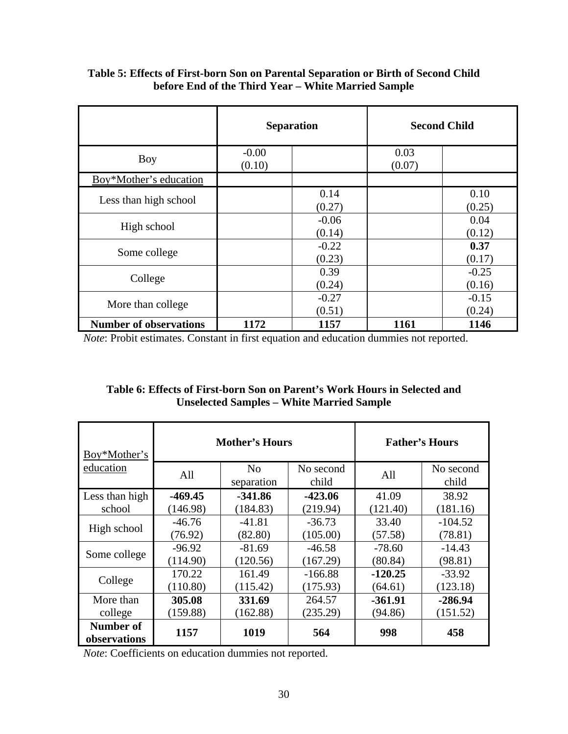**Table 5: Effects of First-born Son on Parental Separation or Birth of Second Child before End of the Third Year – White Married Sample**

| | Separation | | Second Child | |
|---|---|---|---|---|
| Boy | -0.00<br>(0.10) | | 0.03<br>(0.07) | |
| Boy*Mother's education | | | | |
| Less than high school | | 0.14<br>(0.27) | | 0.10<br>(0.25) |
| High school | | -0.06<br>(0.14) | | 0.04<br>(0.12) |
| Some college | | -0.22<br>(0.23) | | **0.37**<br>(0.17) |
| College | | 0.39<br>(0.24) | | -0.25<br>(0.16) |
| More than college | | -0.27<br>(0.51) | | -0.15<br>(0.24) |
| **Number of observations** | **1172** | **1157** | **1161** | **1146** |

*Note*: Probit estimates. Constant in first equation and education dummies not reported.

**Table 6: Effects of First-born Son on Parent's Work Hours in Selected and Unselected Samples – White Married Sample**

| Boy*Mother's education | Mother's Hours | | | Father's Hours | |
|---|---|---|---|---|---|
| | All | No separation | No second child | All | No second child |
| Less than high school | **-469.45**<br>(146.98) | **-341.86**<br>(184.83) | **-423.06**<br>(219.94) | 41.09<br>(121.40) | 38.92<br>(181.16) |
| High school | -46.76<br>(76.92) | -41.81<br>(82.80) | -36.73<br>(105.00) | 33.40<br>(57.58) | -104.52<br>(78.81) |
| Some college | -96.92<br>(114.90) | -81.69<br>(120.56) | -46.58<br>(167.29) | -78.60<br>(80.84) | -14.43<br>(98.81) |
| College | 170.22<br>(110.80) | 161.49<br>(115.42) | -166.88<br>(175.93) | **-120.25**<br>(64.61) | -33.92<br>(123.18) |
| More than college | **305.08**<br>(159.88) | **331.69**<br>(162.88) | 264.57<br>(235.29) | **-361.91**<br>(94.86) | **-286.94**<br>(151.52) |
| **Number of observations** | **1157** | **1019** | **564** | **998** | **458** |

*Note*: Coefficients on education dummies not reported.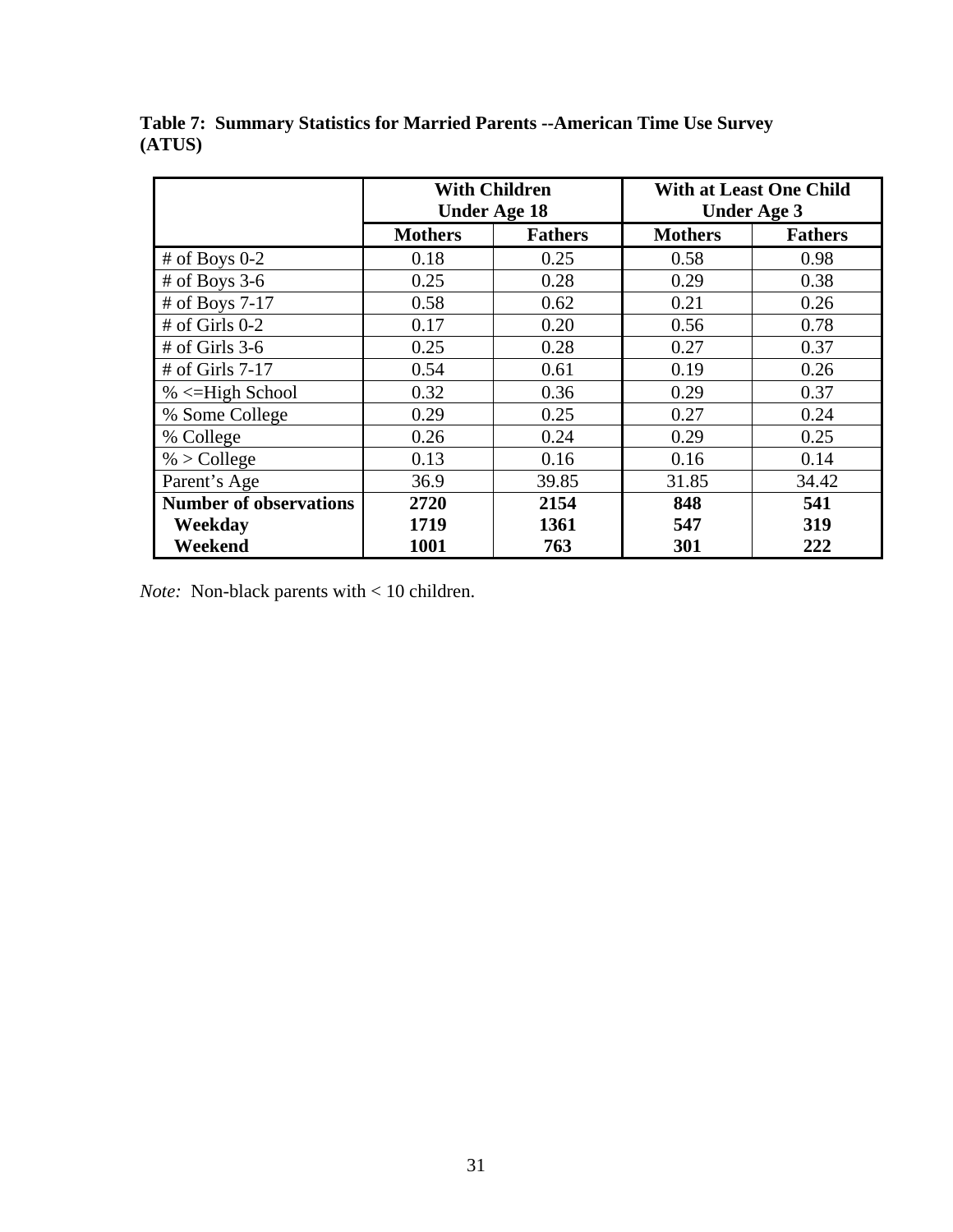**Table 7: Summary Statistics for Married Parents --American Time Use Survey (ATUS)**

| | With Children Under Age 18 | | With at Least One Child Under Age 3 | |
|---|---|---|---|---|
| | **Mothers** | **Fathers** | **Mothers** | **Fathers** |
| # of Boys 0-2 | 0.18 | 0.25 | 0.58 | 0.98 |
| # of Boys 3-6 | 0.25 | 0.28 | 0.29 | 0.38 |
| # of Boys 7-17 | 0.58 | 0.62 | 0.21 | 0.26 |
| # of Girls 0-2 | 0.17 | 0.20 | 0.56 | 0.78 |
| # of Girls 3-6 | 0.25 | 0.28 | 0.27 | 0.37 |
| # of Girls 7-17 | 0.54 | 0.61 | 0.19 | 0.26 |
| % <=High School | 0.32 | 0.36 | 0.29 | 0.37 |
| % Some College | 0.29 | 0.25 | 0.27 | 0.24 |
| % College | 0.26 | 0.24 | 0.29 | 0.25 |
| % > College | 0.13 | 0.16 | 0.16 | 0.14 |
| Parent's Age | 36.9 | 39.85 | 31.85 | 34.42 |
| **Number of observations** | **2720** | **2154** | **848** | **541** |
| **Weekday** | **1719** | **1361** | **547** | **319** |
| **Weekend** | **1001** | **763** | **301** | **222** |

*Note:* Non-black parents with < 10 children.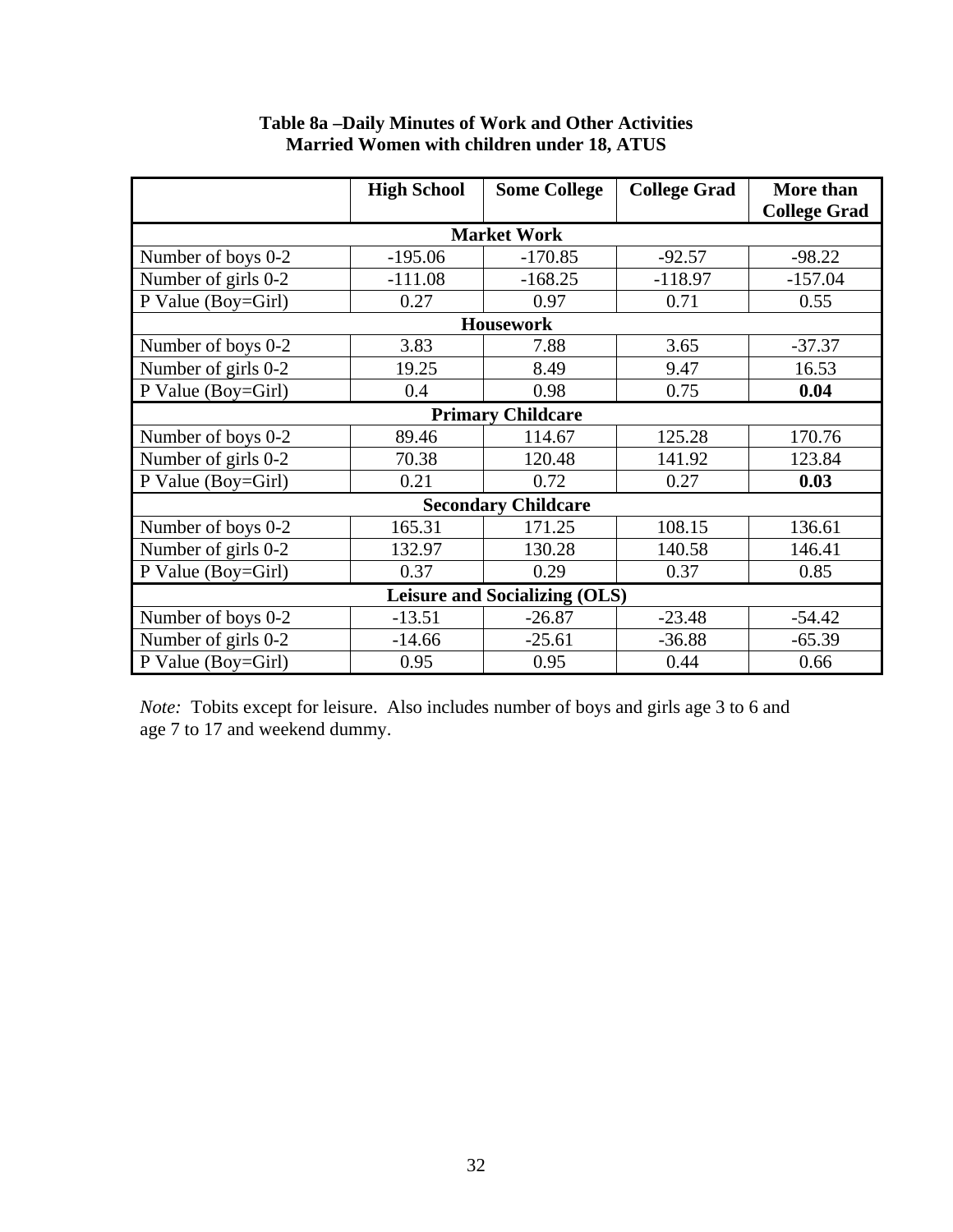**Table 8a –Daily Minutes of Work and Other Activities**
**Married Women with children under 18, ATUS**

| | High School | Some College | College Grad | More than College Grad |
|---|---|---|---|---|
| **Market Work** | | | | |
| Number of boys 0-2 | -195.06 | -170.85 | -92.57 | -98.22 |
| Number of girls 0-2 | -111.08 | -168.25 | -118.97 | -157.04 |
| P Value (Boy=Girl) | 0.27 | 0.97 | 0.71 | 0.55 |
| **Housework** | | | | |
| Number of boys 0-2 | 3.83 | 7.88 | 3.65 | -37.37 |
| Number of girls 0-2 | 19.25 | 8.49 | 9.47 | 16.53 |
| P Value (Boy=Girl) | 0.4 | 0.98 | 0.75 | **0.04** |
| **Primary Childcare** | | | | |
| Number of boys 0-2 | 89.46 | 114.67 | 125.28 | 170.76 |
| Number of girls 0-2 | 70.38 | 120.48 | 141.92 | 123.84 |
| P Value (Boy=Girl) | 0.21 | 0.72 | 0.27 | **0.03** |
| **Secondary Childcare** | | | | |
| Number of boys 0-2 | 165.31 | 171.25 | 108.15 | 136.61 |
| Number of girls 0-2 | 132.97 | 130.28 | 140.58 | 146.41 |
| P Value (Boy=Girl) | 0.37 | 0.29 | 0.37 | 0.85 |
| **Leisure and Socializing (OLS)** | | | | |
| Number of boys 0-2 | -13.51 | -26.87 | -23.48 | -54.42 |
| Number of girls 0-2 | -14.66 | -25.61 | -36.88 | -65.39 |
| P Value (Boy=Girl) | 0.95 | 0.95 | 0.44 | 0.66 |

*Note:* Tobits except for leisure. Also includes number of boys and girls age 3 to 6 and age 7 to 17 and weekend dummy.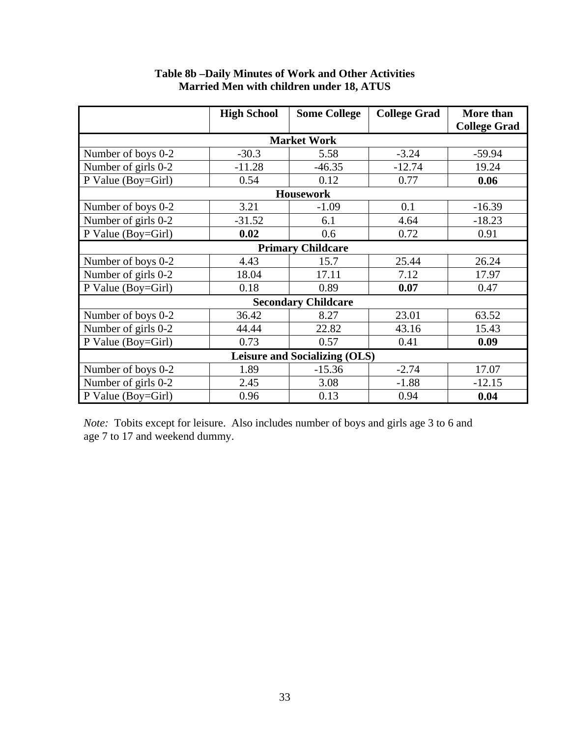**Table 8b –Daily Minutes of Work and Other Activities**
**Married Men with children under 18, ATUS**

| | High School | Some College | College Grad | More than College Grad |
|---|---|---|---|---|
| **Market Work** | | | | |
| Number of boys 0-2 | -30.3 | 5.58 | -3.24 | -59.94 |
| Number of girls 0-2 | -11.28 | -46.35 | -12.74 | 19.24 |
| P Value (Boy=Girl) | 0.54 | 0.12 | 0.77 | **0.06** |
| **Housework** | | | | |
| Number of boys 0-2 | 3.21 | -1.09 | 0.1 | -16.39 |
| Number of girls 0-2 | -31.52 | 6.1 | 4.64 | -18.23 |
| P Value (Boy=Girl) | **0.02** | 0.6 | 0.72 | 0.91 |
| **Primary Childcare** | | | | |
| Number of boys 0-2 | 4.43 | 15.7 | 25.44 | 26.24 |
| Number of girls 0-2 | 18.04 | 17.11 | 7.12 | 17.97 |
| P Value (Boy=Girl) | 0.18 | 0.89 | **0.07** | 0.47 |
| **Secondary Childcare** | | | | |
| Number of boys 0-2 | 36.42 | 8.27 | 23.01 | 63.52 |
| Number of girls 0-2 | 44.44 | 22.82 | 43.16 | 15.43 |
| P Value (Boy=Girl) | 0.73 | 0.57 | 0.41 | **0.09** |
| **Leisure and Socializing (OLS)** | | | | |
| Number of boys 0-2 | 1.89 | -15.36 | -2.74 | 17.07 |
| Number of girls 0-2 | 2.45 | 3.08 | -1.88 | -12.15 |
| P Value (Boy=Girl) | 0.96 | 0.13 | 0.94 | **0.04** |

*Note:* Tobits except for leisure. Also includes number of boys and girls age 3 to 6 and age 7 to 17 and weekend dummy.